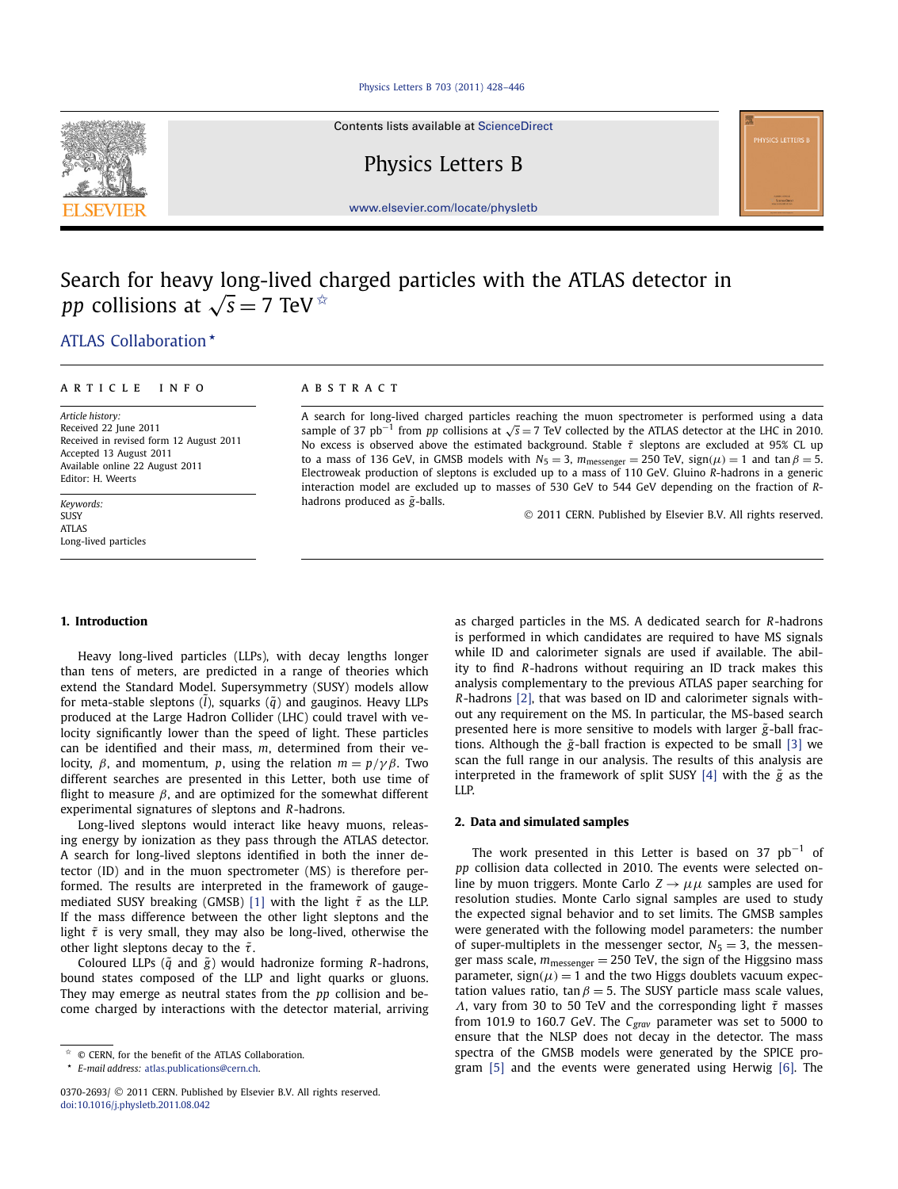# Search for heavy long-lived charged particles with the ATLAS detector in $pp$ collisions at $\sqrt{s} = 7$ TeV ☆

ATLAS Collaboration *

**ARTICLE INFO**

*Article history:*
Received 22 June 2011
Received in revised form 12 August 2011
Accepted 13 August 2011
Available online 22 August 2011
Editor: H. Weerts

*Keywords:*
SUSY
ATLAS
Long-lived particles

**ABSTRACT**

A search for long-lived charged particles reaching the muon spectrometer is performed using a data sample of 37 $pb^{-1}$ from $pp$ collisions at $\sqrt{s} = 7$ TeV collected by the ATLAS detector at the LHC in 2010. No excess is observed above the estimated background. Stable $\tilde{\tau}$ sleptons are excluded at 95% CL up to a mass of 136 GeV, in GMSB models with $N_5 = 3$, $m_{\text{messenger}} = 250$ TeV, $\text{sign}(\mu) = 1$ and $\tan\beta = 5$. Electroweak production of sleptons is excluded up to a mass of 110 GeV. Gluino $R$-hadrons in a generic interaction model are excluded up to masses of 530 GeV to 544 GeV depending on the fraction of $R$-hadrons produced as $\tilde{g}$-balls.

© 2011 CERN. Published by Elsevier B.V. All rights reserved.

## 1. Introduction

Heavy long-lived particles (LLPs), with decay lengths longer than tens of meters, are predicted in a range of theories which extend the Standard Model. Supersymmetry (SUSY) models allow for meta-stable sleptons ($\tilde{l}$), squarks ($\tilde{q}$) and gauginos. Heavy LLPs produced at the Large Hadron Collider (LHC) could travel with velocity significantly lower than the speed of light. These particles can be identified and their mass, $m$, determined from their velocity, $\beta$, and momentum, $p$, using the relation $m = p/\gamma\beta$. Two different searches are presented in this Letter, both use time of flight to measure $\beta$, and are optimized for the somewhat different experimental signatures of sleptons and $R$-hadrons.

Long-lived sleptons would interact like heavy muons, releasing energy by ionization as they pass through the ATLAS detector. A search for long-lived sleptons identified in both the inner detector (ID) and in the muon spectrometer (MS) is therefore performed. The results are interpreted in the framework of gauge-mediated SUSY breaking (GMSB) [1] with the light $\tilde{\tau}$ as the LLP. If the mass difference between the other light sleptons and the light $\tilde{\tau}$ is very small, they may also be long-lived, otherwise the other light sleptons decay to the $\tilde{\tau}$.

Coloured LLPs ($\tilde{q}$ and $\tilde{g}$) would hadronize forming $R$-hadrons, bound states composed of the LLP and light quarks or gluons. They may emerge as neutral states from the $pp$ collision and become charged by interactions with the detector material, arriving as charged particles in the MS. A dedicated search for $R$-hadrons is performed in which candidates are required to have MS signals while ID and calorimeter signals are used if available. The ability to find $R$-hadrons without requiring an ID track makes this analysis complementary to the previous ATLAS paper searching for $R$-hadrons [2], that was based on ID and calorimeter signals without any requirement on the MS. In particular, the MS-based search presented here is more sensitive to models with larger $\tilde{g}$-ball fractions. Although the $\tilde{g}$-ball fraction is expected to be small [3] we scan the full range in our analysis. The results of this analysis are interpreted in the framework of split SUSY [4] with the $\tilde{g}$ as the LLP.

## 2. Data and simulated samples

The work presented in this Letter is based on 37 $pb^{-1}$ of $pp$ collision data collected in 2010. The events were selected online by muon triggers. Monte Carlo $Z \to \mu\mu$ samples are used for resolution studies. Monte Carlo signal samples are used to study the expected signal behavior and to set limits. The GMSB samples were generated with the following model parameters: the number of super-multiplets in the messenger sector, $N_5 = 3$, the messenger mass scale, $m_{\text{messenger}} = 250$ TeV, the sign of the Higgsino mass parameter, $\text{sign}(\mu) = 1$ and the two Higgs doublets vacuum expectation values ratio, $\tan\beta = 5$. The SUSY particle mass scale values, $\Lambda$, vary from 30 to 50 TeV and the corresponding light $\tilde{\tau}$ masses from 101.9 to 160.7 GeV. The $C_{grav}$ parameter was set to 5000 to ensure that the NLSP does not decay in the detector. The mass spectra of the GMSB models were generated by the SPICE program [5] and the events were generated using Herwig [6]. The

☆ © CERN, for the benefit of the ATLAS Collaboration.
* *E-mail address:* atlas.publications@cern.ch.

0370-2693/ © 2011 CERN. Published by Elsevier B.V. All rights reserved.
doi:10.1016/j.physletb.2011.08.042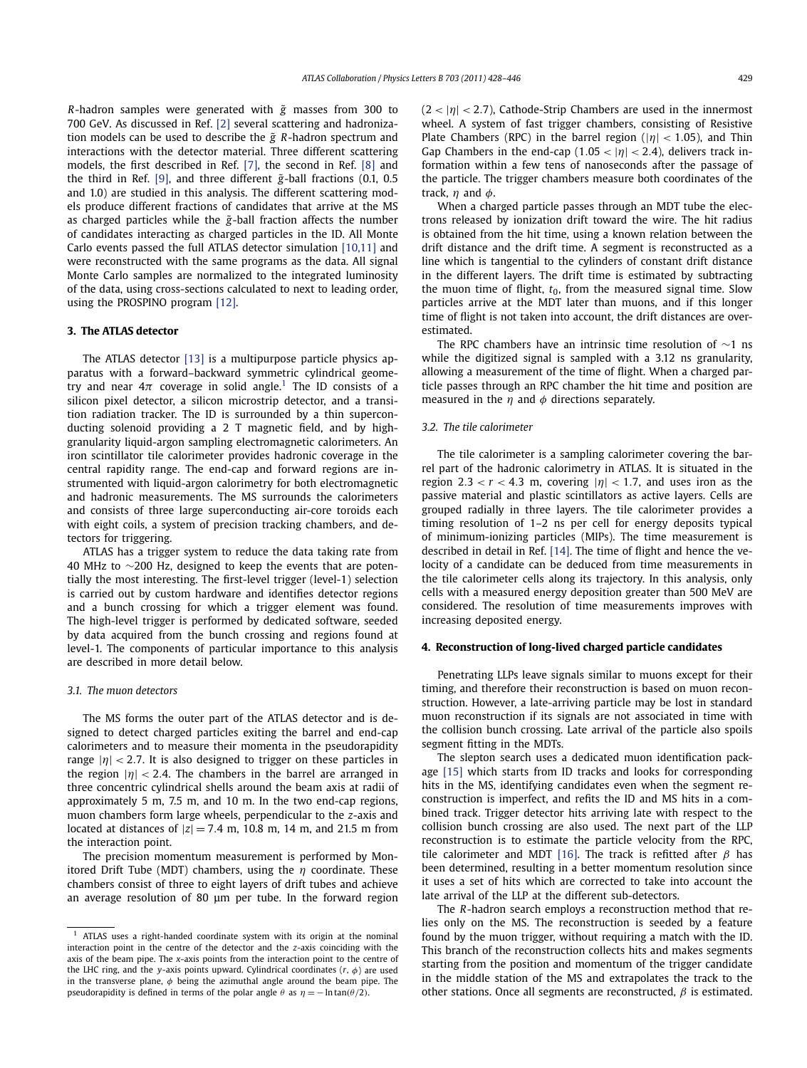$R$-hadron samples were generated with $\tilde{g}$ masses from 300 to 700 GeV. As discussed in Ref. [2] several scattering and hadronization models can be used to describe the $\tilde{g}$ $R$-hadron spectrum and interactions with the detector material. Three different scattering models, the first described in Ref. [7], the second in Ref. [8] and the third in Ref. [9], and three different $\tilde{g}$-ball fractions (0.1, 0.5 and 1.0) are studied in this analysis. The different scattering models produce different fractions of candidates that arrive at the MS as charged particles while the $\tilde{g}$-ball fraction affects the number of candidates interacting as charged particles in the ID. All Monte Carlo events passed the full ATLAS detector simulation [10,11] and were reconstructed with the same programs as the data. All signal Monte Carlo samples are normalized to the integrated luminosity of the data, using cross-sections calculated to next to leading order, using the PROSPINO program [12].

## 3. The ATLAS detector

The ATLAS detector [13] is a multipurpose particle physics apparatus with a forward–backward symmetric cylindrical geometry and near $4\pi$ coverage in solid angle.[1] The ID consists of a silicon pixel detector, a silicon microstrip detector, and a transition radiation tracker. The ID is surrounded by a thin superconducting solenoid providing a 2 T magnetic field, and by high-granularity liquid-argon sampling electromagnetic calorimeters. An iron scintillator tile calorimeter provides hadronic coverage in the central rapidity range. The end-cap and forward regions are instrumented with liquid-argon calorimetry for both electromagnetic and hadronic measurements. The MS surrounds the calorimeters and consists of three large superconducting air-core toroids each with eight coils, a system of precision tracking chambers, and detectors for triggering.

ATLAS has a trigger system to reduce the data taking rate from 40 MHz to ∼200 Hz, designed to keep the events that are potentially the most interesting. The first-level trigger (level-1) selection is carried out by custom hardware and identifies detector regions and a bunch crossing for which a trigger element was found. The high-level trigger is performed by dedicated software, seeded by data acquired from the bunch crossing and regions found at level-1. The components of particular importance to this analysis are described in more detail below.

### 3.1. The muon detectors

The MS forms the outer part of the ATLAS detector and is designed to detect charged particles exiting the barrel and end-cap calorimeters and to measure their momenta in the pseudorapidity range $|\eta| < 2.7$. It is also designed to trigger on these particles in the region $|\eta| < 2.4$. The chambers in the barrel are arranged in three concentric cylindrical shells around the beam axis at radii of approximately 5 m, 7.5 m, and 10 m. In the two end-cap regions, muon chambers form large wheels, perpendicular to the $z$-axis and located at distances of $|z| = 7.4$ m, 10.8 m, 14 m, and 21.5 m from the interaction point.

The precision momentum measurement is performed by Monitored Drift Tube (MDT) chambers, using the $\eta$ coordinate. These chambers consist of three to eight layers of drift tubes and achieve an average resolution of 80 μm per tube. In the forward region ($2 < |\eta| < 2.7$), Cathode-Strip Chambers are used in the innermost wheel. A system of fast trigger chambers, consisting of Resistive Plate Chambers (RPC) in the barrel region ($|\eta| < 1.05$), and Thin Gap Chambers in the end-cap ($1.05 < |\eta| < 2.4$), delivers track information within a few tens of nanoseconds after the passage of the particle. The trigger chambers measure both coordinates of the track, $\eta$ and $\phi$.

When a charged particle passes through an MDT tube the electrons released by ionization drift toward the wire. The hit radius is obtained from the hit time, using a known relation between the drift distance and the drift time. A segment is reconstructed as a line which is tangential to the cylinders of constant drift distance in the different layers. The drift time is estimated by subtracting the muon time of flight, $t_0$, from the measured signal time. Slow particles arrive at the MDT later than muons, and if this longer time of flight is not taken into account, the drift distances are overestimated.

The RPC chambers have an intrinsic time resolution of ∼1 ns while the digitized signal is sampled with a 3.12 ns granularity, allowing a measurement of the time of flight. When a charged particle passes through an RPC chamber the hit time and position are measured in the $\eta$ and $\phi$ directions separately.

### 3.2. The tile calorimeter

The tile calorimeter is a sampling calorimeter covering the barrel part of the hadronic calorimetry in ATLAS. It is situated in the region $2.3 < r < 4.3$ m, covering $|\eta| < 1.7$, and uses iron as the passive material and plastic scintillators as active layers. Cells are grouped radially in three layers. The tile calorimeter provides a timing resolution of 1–2 ns per cell for energy deposits typical of minimum-ionizing particles (MIPs). The time measurement is described in detail in Ref. [14]. The time of flight and hence the velocity of a candidate can be deduced from time measurements in the tile calorimeter cells along its trajectory. In this analysis, only cells with a measured energy deposition greater than 500 MeV are considered. The resolution of time measurements improves with increasing deposited energy.

## 4. Reconstruction of long-lived charged particle candidates

Penetrating LLPs leave signals similar to muons except for their timing, and therefore their reconstruction is based on muon reconstruction. However, a late-arriving particle may be lost in standard muon reconstruction if its signals are not associated in time with the collision bunch crossing. Late arrival of the particle also spoils segment fitting in the MDTs.

The slepton search uses a dedicated muon identification package [15] which starts from ID tracks and looks for corresponding hits in the MS, identifying candidates even when the segment reconstruction is imperfect, and refits the ID and MS hits in a combined track. Trigger detector hits arriving late with respect to the collision bunch crossing are also used. The next part of the LLP reconstruction is to estimate the particle velocity from the RPC, tile calorimeter and MDT [16]. The track is refitted after $\beta$ has been determined, resulting in a better momentum resolution since it uses a set of hits which are corrected to take into account the late arrival of the LLP at the different sub-detectors.

The $R$-hadron search employs a reconstruction method that relies only on the MS. The reconstruction is seeded by a feature found by the muon trigger, without requiring a match with the ID. This branch of the reconstruction collects hits and makes segments starting from the position and momentum of the trigger candidate in the middle station of the MS and extrapolates the track to the other stations. Once all segments are reconstructed, $\beta$ is estimated.

[1] ATLAS uses a right-handed coordinate system with its origin at the nominal interaction point in the centre of the detector and the $z$-axis coinciding with the axis of the beam pipe. The $x$-axis points from the interaction point to the centre of the LHC ring, and the $y$-axis points upward. Cylindrical coordinates $(r, \phi)$ are used in the transverse plane, $\phi$ being the azimuthal angle around the beam pipe. The pseudorapidity is defined in terms of the polar angle $\theta$ as $\eta = -\ln\tan(\theta/2)$.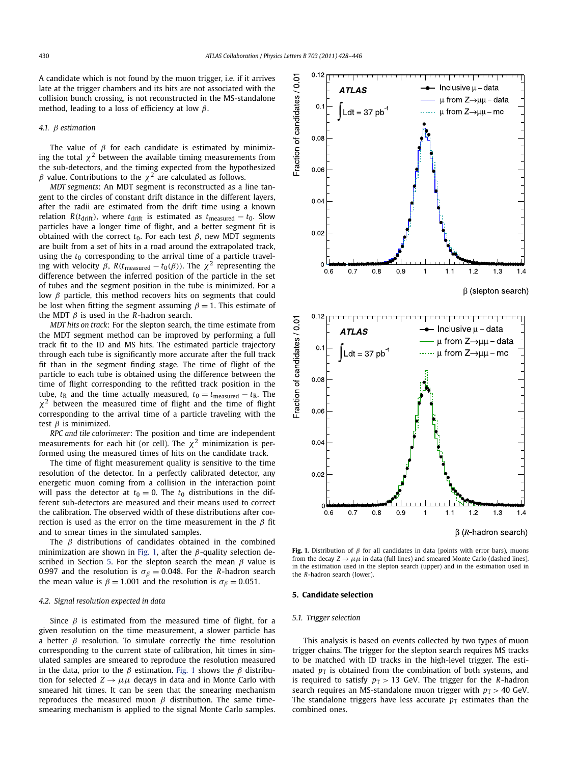A candidate which is not found by the muon trigger, i.e. if it arrives late at the trigger chambers and its hits are not associated with the collision bunch crossing, is not reconstructed in the MS-standalone method, leading to a loss of efficiency at low $\beta$.

### 4.1. $\beta$ estimation

The value of $\beta$ for each candidate is estimated by minimizing the total $\chi^2$ between the available timing measurements from the sub-detectors, and the timing expected from the hypothesized $\beta$ value. Contributions to the $\chi^2$ are calculated as follows.

*MDT segments*: An MDT segment is reconstructed as a line tangent to the circles of constant drift distance in the different layers, after the radii are estimated from the drift time using a known relation $R(t_{\text{drift}})$, where $t_{\text{drift}}$ is estimated as $t_{\text{measured}} - t_0$. Slow particles have a longer time of flight, and a better segment fit is obtained with the correct $t_0$. For each test $\beta$, new MDT segments are built from a set of hits in a road around the extrapolated track, using the $t_0$ corresponding to the arrival time of a particle traveling with velocity $\beta$, $R(t_{\text{measured}} - t_0(\beta))$. The $\chi^2$ representing the difference between the inferred position of the particle in the set of tubes and the segment position in the tube is minimized. For a low $\beta$ particle, this method recovers hits on segments that could be lost when fitting the segment assuming $\beta = 1$. This estimate of the MDT $\beta$ is used in the *R*-hadron search.

*MDT hits on track*: For the slepton search, the time estimate from the MDT segment method can be improved by performing a full track fit to the ID and MS hits. The estimated particle trajectory through each tube is significantly more accurate after the full track fit than in the segment finding stage. The time of flight of the particle to each tube is obtained using the difference between the time of flight corresponding to the refitted track position in the tube, $t_{\text{R}}$ and the time actually measured, $t_0 = t_{\text{measured}} - t_{\text{R}}$. The $\chi^2$ between the measured time of flight and the time of flight corresponding to the arrival time of a particle traveling with the test $\beta$ is minimized.

*RPC and tile calorimeter*: The position and time are independent measurements for each hit (or cell). The $\chi^2$ minimization is performed using the measured times of hits on the candidate track.

The time of flight measurement quality is sensitive to the time resolution of the detector. In a perfectly calibrated detector, any energetic muon coming from a collision in the interaction point will pass the detector at $t_0 = 0$. The $t_0$ distributions in the different sub-detectors are measured and their means used to correct the calibration. The observed width of these distributions after correction is used as the error on the time measurement in the $\beta$ fit and to smear times in the simulated samples.

The $\beta$ distributions of candidates obtained in the combined minimization are shown in Fig. 1, after the $\beta$-quality selection described in Section 5. For the slepton search the mean $\beta$ value is 0.997 and the resolution is $\sigma_\beta = 0.048$. For the *R*-hadron search the mean value is $\beta = 1.001$ and the resolution is $\sigma_\beta = 0.051$.

### 4.2. Signal resolution expected in data

Since $\beta$ is estimated from the measured time of flight, for a given resolution on the time measurement, a slower particle has a better $\beta$ resolution. To simulate correctly the time resolution corresponding to the current state of calibration, hit times in simulated samples are smeared to reproduce the resolution measured in the data, prior to the $\beta$ estimation. Fig. 1 shows the $\beta$ distribution for selected $Z \to \mu\mu$ decays in data and in Monte Carlo with smeared hit times. It can be seen that the smearing mechanism reproduces the measured muon $\beta$ distribution. The same time-smearing mechanism is applied to the signal Monte Carlo samples.

**Fig. 1.** Distribution of $\beta$ for all candidates in data (points with error bars), muons from the decay $Z \to \mu\mu$ in data (full lines) and smeared Monte Carlo (dashed lines), in the estimation used in the slepton search (upper) and in the estimation used in the *R*-hadron search (lower).

## 5. Candidate selection

### 5.1. Trigger selection

This analysis is based on events collected by two types of muon trigger chains. The trigger for the slepton search requires MS tracks to be matched with ID tracks in the high-level trigger. The estimated $p_{\text{T}}$ is obtained from the combination of both systems, and is required to satisfy $p_{\text{T}} > 13$ GeV. The trigger for the *R*-hadron search requires an MS-standalone muon trigger with $p_{\text{T}} > 40$ GeV. The standalone triggers have less accurate $p_{\text{T}}$ estimates than the combined ones.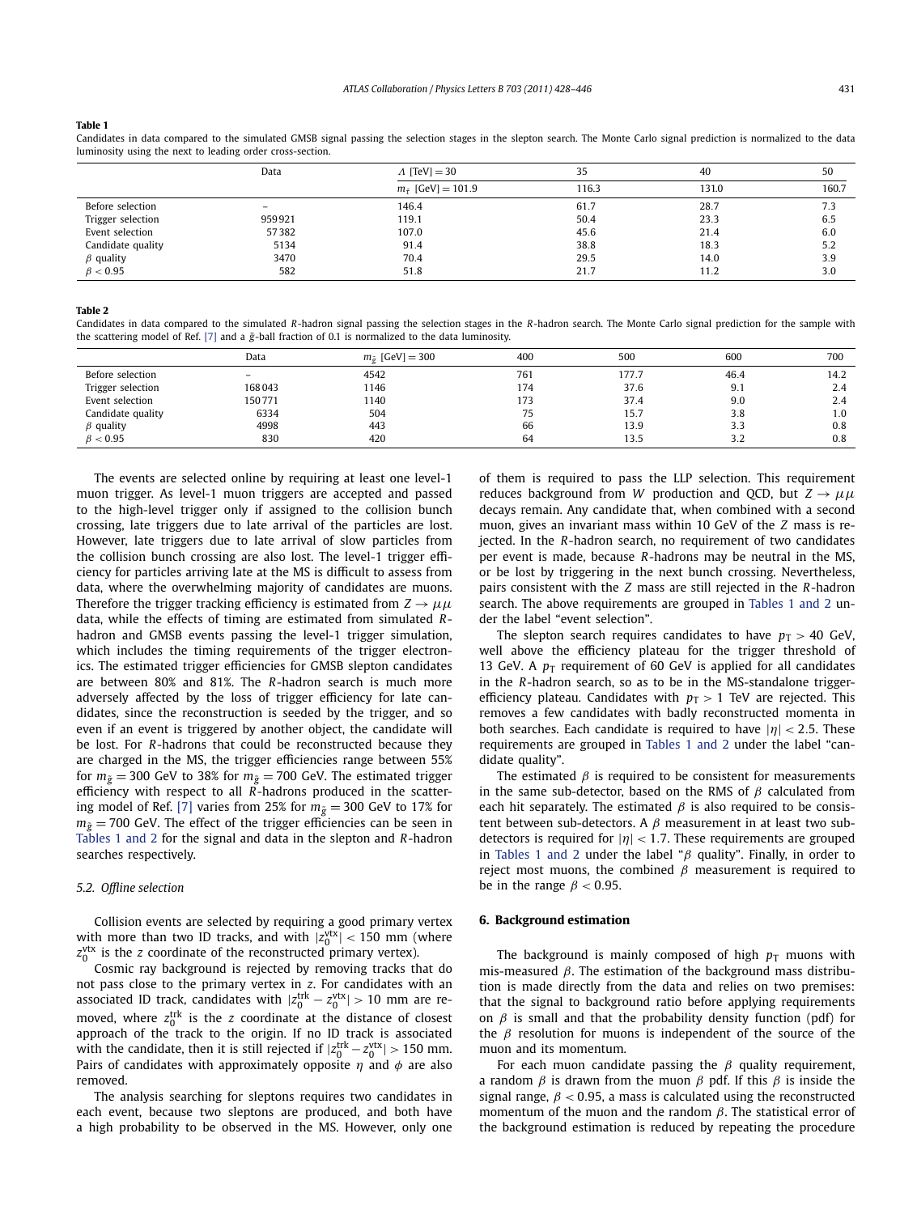**Table 1**

Candidates in data compared to the simulated GMSB signal passing the selection stages in the slepton search. The Monte Carlo signal prediction is normalized to the data luminosity using the next to leading order cross-section.

| | Data | $\Lambda$ [TeV] = 30 | 35 | 40 | 50 |
|---|---|---|---|---|---|
| | | $m_{\tilde{\tau}}$ [GeV] = 101.9 | 116.3 | 131.0 | 160.7 |
| Before selection | – | 146.4 | 61.7 | 28.7 | 7.3 |
| Trigger selection | 959 921 | 119.1 | 50.4 | 23.3 | 6.5 |
| Event selection | 57 382 | 107.0 | 45.6 | 21.4 | 6.0 |
| Candidate quality | 5134 | 91.4 | 38.8 | 18.3 | 5.2 |
| $\beta$ quality | 3470 | 70.4 | 29.5 | 14.0 | 3.9 |
| $\beta < 0.95$ | 582 | 51.8 | 21.7 | 11.2 | 3.0 |

**Table 2**

Candidates in data compared to the simulated $R$-hadron signal passing the selection stages in the $R$-hadron search. The Monte Carlo signal prediction for the sample with the scattering model of Ref. [7] and a $\tilde{g}$-ball fraction of 0.1 is normalized to the data luminosity.

| | Data | $m_{\tilde{g}}$ [GeV] = 300 | 400 | 500 | 600 | 700 |
|---|---|---|---|---|---|---|
| Before selection | – | 4542 | 761 | 177.7 | 46.4 | 14.2 |
| Trigger selection | 168 043 | 1146 | 174 | 37.6 | 9.1 | 2.4 |
| Event selection | 150 771 | 1140 | 173 | 37.4 | 9.0 | 2.4 |
| Candidate quality | 6334 | 504 | 75 | 15.7 | 3.8 | 1.0 |
| $\beta$ quality | 4998 | 443 | 66 | 13.9 | 3.3 | 0.8 |
| $\beta < 0.95$ | 830 | 420 | 64 | 13.5 | 3.2 | 0.8 |

The events are selected online by requiring at least one level-1 muon trigger. As level-1 muon triggers are accepted and passed to the high-level trigger only if assigned to the collision bunch crossing, late triggers due to late arrival of the particles are lost. However, late triggers due to late arrival of slow particles from the collision bunch crossing are also lost. The level-1 trigger efficiency for particles arriving late at the MS is difficult to assess from data, where the overwhelming majority of candidates are muons. Therefore the trigger tracking efficiency is estimated from $Z \to \mu\mu$ data, while the effects of timing are estimated from simulated $R$-hadron and GMSB events passing the level-1 trigger simulation, which includes the timing requirements of the trigger electronics. The estimated trigger efficiencies for GMSB slepton candidates are between 80% and 81%. The $R$-hadron search is much more adversely affected by the loss of trigger efficiency for late candidates, since the reconstruction is seeded by the trigger, and so even if an event is triggered by another object, the candidate will be lost. For $R$-hadrons that could be reconstructed because they are charged in the MS, the trigger efficiencies range between 55% for $m_{\tilde{g}} = 300$ GeV to 38% for $m_{\tilde{g}} = 700$ GeV. The estimated trigger efficiency with respect to all $R$-hadrons produced in the scattering model of Ref. [7] varies from 25% for $m_{\tilde{g}} = 300$ GeV to 17% for $m_{\tilde{g}} = 700$ GeV. The effect of the trigger efficiencies can be seen in Tables 1 and 2 for the signal and data in the slepton and $R$-hadron searches respectively.

### 5.2. Offline selection

Collision events are selected by requiring a good primary vertex with more than two ID tracks, and with $|z_0^{\text{vtx}}| < 150$ mm (where $z_0^{\text{vtx}}$ is the $z$ coordinate of the reconstructed primary vertex).

Cosmic ray background is rejected by removing tracks that do not pass close to the primary vertex in $z$. For candidates with an associated ID track, candidates with $|z_0^{\text{trk}} - z_0^{\text{vtx}}| > 10$ mm are removed, where $z_0^{\text{trk}}$ is the $z$ coordinate at the distance of closest approach of the track to the origin. If no ID track is associated with the candidate, then it is still rejected if $|z_0^{\text{trk}} - z_0^{\text{vtx}}| > 150$ mm. Pairs of candidates with approximately opposite $\eta$ and $\phi$ are also removed.

The analysis searching for sleptons requires two candidates in each event, because two sleptons are produced, and both have a high probability to be observed in the MS. However, only one of them is required to pass the LLP selection. This requirement reduces background from $W$ production and QCD, but $Z \to \mu\mu$ decays remain. Any candidate that, when combined with a second muon, gives an invariant mass within 10 GeV of the $Z$ mass is rejected. In the $R$-hadron search, no requirement of two candidates per event is made, because $R$-hadrons may be neutral in the MS, or be lost by triggering in the next bunch crossing. Nevertheless, pairs consistent with the $Z$ mass are still rejected in the $R$-hadron search. The above requirements are grouped in Tables 1 and 2 under the label "event selection".

The slepton search requires candidates to have $p_T > 40$ GeV, well above the efficiency plateau for the trigger threshold of 13 GeV. A $p_T$ requirement of 60 GeV is applied for all candidates in the $R$-hadron search, so as to be in the MS-standalone trigger-efficiency plateau. Candidates with $p_T > 1$ TeV are rejected. This removes a few candidates with badly reconstructed momenta in both searches. Each candidate is required to have $|\eta| < 2.5$. These requirements are grouped in Tables 1 and 2 under the label "candidate quality".

The estimated $\beta$ is required to be consistent for measurements in the same sub-detector, based on the RMS of $\beta$ calculated from each hit separately. The estimated $\beta$ is also required to be consistent between sub-detectors. A $\beta$ measurement in at least two sub-detectors is required for $|\eta| < 1.7$. These requirements are grouped in Tables 1 and 2 under the label "$\beta$ quality". Finally, in order to reject most muons, the combined $\beta$ measurement is required to be in the range $\beta < 0.95$.

## 6. Background estimation

The background is mainly composed of high $p_T$ muons with mis-measured $\beta$. The estimation of the background mass distribution is made directly from the data and relies on two premises: that the signal to background ratio before applying requirements on $\beta$ is small and that the probability density function (pdf) for the $\beta$ resolution for muons is independent of the source of the muon and its momentum.

For each muon candidate passing the $\beta$ quality requirement, a random $\beta$ is drawn from the muon $\beta$ pdf. If this $\beta$ is inside the signal range, $\beta < 0.95$, a mass is calculated using the reconstructed momentum of the muon and the random $\beta$. The statistical error of the background estimation is reduced by repeating the procedure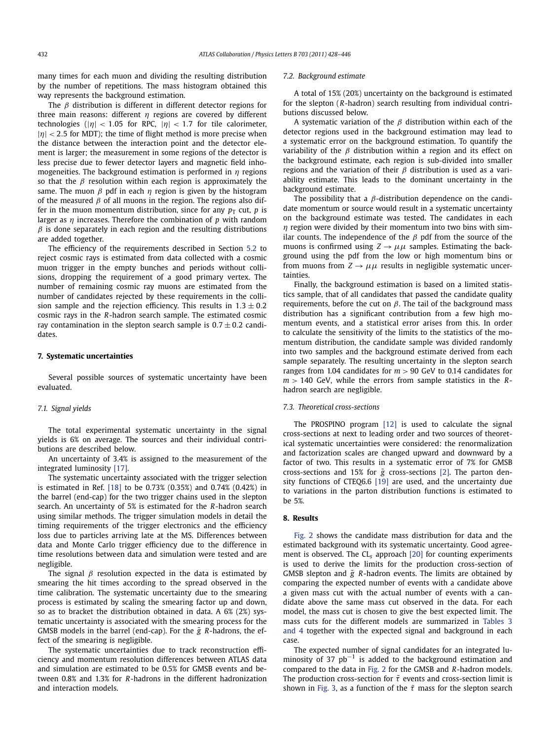many times for each muon and dividing the resulting distribution by the number of repetitions. The mass histogram obtained this way represents the background estimation.

The $\beta$ distribution is different in different detector regions for three main reasons: different $\eta$ regions are covered by different technologies ($|\eta| < 1.05$ for RPC, $|\eta| < 1.7$ for tile calorimeter, $|\eta| < 2.5$ for MDT); the time of flight method is more precise when the distance between the interaction point and the detector element is larger; the measurement in some regions of the detector is less precise due to fewer detector layers and magnetic field inhomogeneities. The background estimation is performed in $\eta$ regions so that the $\beta$ resolution within each region is approximately the same. The muon $\beta$ pdf in each $\eta$ region is given by the histogram of the measured $\beta$ of all muons in the region. The regions also differ in the muon momentum distribution, since for any $p_T$ cut, $p$ is larger as $\eta$ increases. Therefore the combination of $p$ with random $\beta$ is done separately in each region and the resulting distributions are added together.

The efficiency of the requirements described in Section 5.2 to reject cosmic rays is estimated from data collected with a cosmic muon trigger in the empty bunches and periods without collisions, dropping the requirement of a good primary vertex. The number of remaining cosmic ray muons are estimated from the number of candidates rejected by these requirements in the collision sample and the rejection efficiency. This results in $1.3 \pm 0.2$ cosmic rays in the $R$-hadron search sample. The estimated cosmic ray contamination in the slepton search sample is $0.7 \pm 0.2$ candidates.

## 7. Systematic uncertainties

Several possible sources of systematic uncertainty have been evaluated.

### 7.1. Signal yields

The total experimental systematic uncertainty in the signal yields is 6% on average. The sources and their individual contributions are described below.

An uncertainty of 3.4% is assigned to the measurement of the integrated luminosity [17].

The systematic uncertainty associated with the trigger selection is estimated in Ref. [18] to be 0.73% (0.35%) and 0.74% (0.42%) in the barrel (end-cap) for the two trigger chains used in the slepton search. An uncertainty of 5% is estimated for the $R$-hadron search using similar methods. The trigger simulation models in detail the timing requirements of the trigger electronics and the efficiency loss due to particles arriving late at the MS. Differences between data and Monte Carlo trigger efficiency due to the difference in time resolutions between data and simulation were tested and are negligible.

The signal $\beta$ resolution expected in the data is estimated by smearing the hit times according to the spread observed in the time calibration. The systematic uncertainty due to the smearing process is estimated by scaling the smearing factor up and down, so as to bracket the distribution obtained in data. A 6% (2%) systematic uncertainty is associated with the smearing process for the GMSB models in the barrel (end-cap). For the $\tilde{g}$ $R$-hadrons, the effect of the smearing is negligible.

The systematic uncertainties due to track reconstruction efficiency and momentum resolution differences between ATLAS data and simulation are estimated to be 0.5% for GMSB events and between 0.8% and 1.3% for $R$-hadrons in the different hadronization and interaction models.

### 7.2. Background estimate

A total of 15% (20%) uncertainty on the background is estimated for the slepton ($R$-hadron) search resulting from individual contributions discussed below.

A systematic variation of the $\beta$ distribution within each of the detector regions used in the background estimation may lead to a systematic error on the background estimate. To quantify the variability of the $\beta$ distribution within a region and its effect on the background estimate, each region is sub-divided into smaller regions and the variation of their $\beta$ distribution is used as a variability estimate. This leads to the dominant uncertainty in the background estimate.

The possibility that a $\beta$-distribution dependence on the candidate momentum or source would result in a systematic uncertainty on the background estimate was tested. The candidates in each $\eta$ region were divided by their momentum into two bins with similar counts. The independence of the $\beta$ pdf from the source of the muons is confirmed using $Z \to \mu\mu$ samples. Estimating the background using the pdf from the low or high momentum bins or from muons from $Z \to \mu\mu$ results in negligible systematic uncertainties.

Finally, the background estimation is based on a limited statistics sample, that of all candidates that passed the candidate quality requirements, before the cut on $\beta$. The tail of the background mass distribution has a significant contribution from a few high momentum events, and a statistical error arises from this. In order to calculate the sensitivity of the limits to the statistics of the momentum distribution, the candidate sample was divided randomly into two samples and the background estimate derived from each sample separately. The resulting uncertainty in the slepton search ranges from 1.04 candidates for $m > 90$ GeV to 0.14 candidates for $m > 140$ GeV, while the errors from sample statistics in the $R$-hadron search are negligible.

### 7.3. Theoretical cross-sections

The PROSPINO program [12] is used to calculate the signal cross-sections at next to leading order and two sources of theoretical systematic uncertainties were considered: the renormalization and factorization scales are changed upward and downward by a factor of two. This results in a systematic error of 7% for GMSB cross-sections and 15% for $\tilde{g}$ cross-sections [2]. The parton density functions of CTEQ6.6 [19] are used, and the uncertainty due to variations in the parton distribution functions is estimated to be 5%.

## 8. Results

Fig. 2 shows the candidate mass distribution for data and the estimated background with its systematic uncertainty. Good agreement is observed. The $\text{CL}_s$ approach [20] for counting experiments is used to derive the limits for the production cross-section of GMSB slepton and $\tilde{g}$ $R$-hadron events. The limits are obtained by comparing the expected number of events with a candidate above a given mass cut with the actual number of events with a candidate above the same mass cut observed in the data. For each model, the mass cut is chosen to give the best expected limit. The mass cuts for the different models are summarized in Tables 3 and 4 together with the expected signal and background in each case.

The expected number of signal candidates for an integrated luminosity of 37 $\text{pb}^{-1}$ is added to the background estimation and compared to the data in Fig. 2 for the GMSB and $R$-hadron models. The production cross-section for $\tilde{\tau}$ events and cross-section limit is shown in Fig. 3, as a function of the $\tilde{\tau}$ mass for the slepton search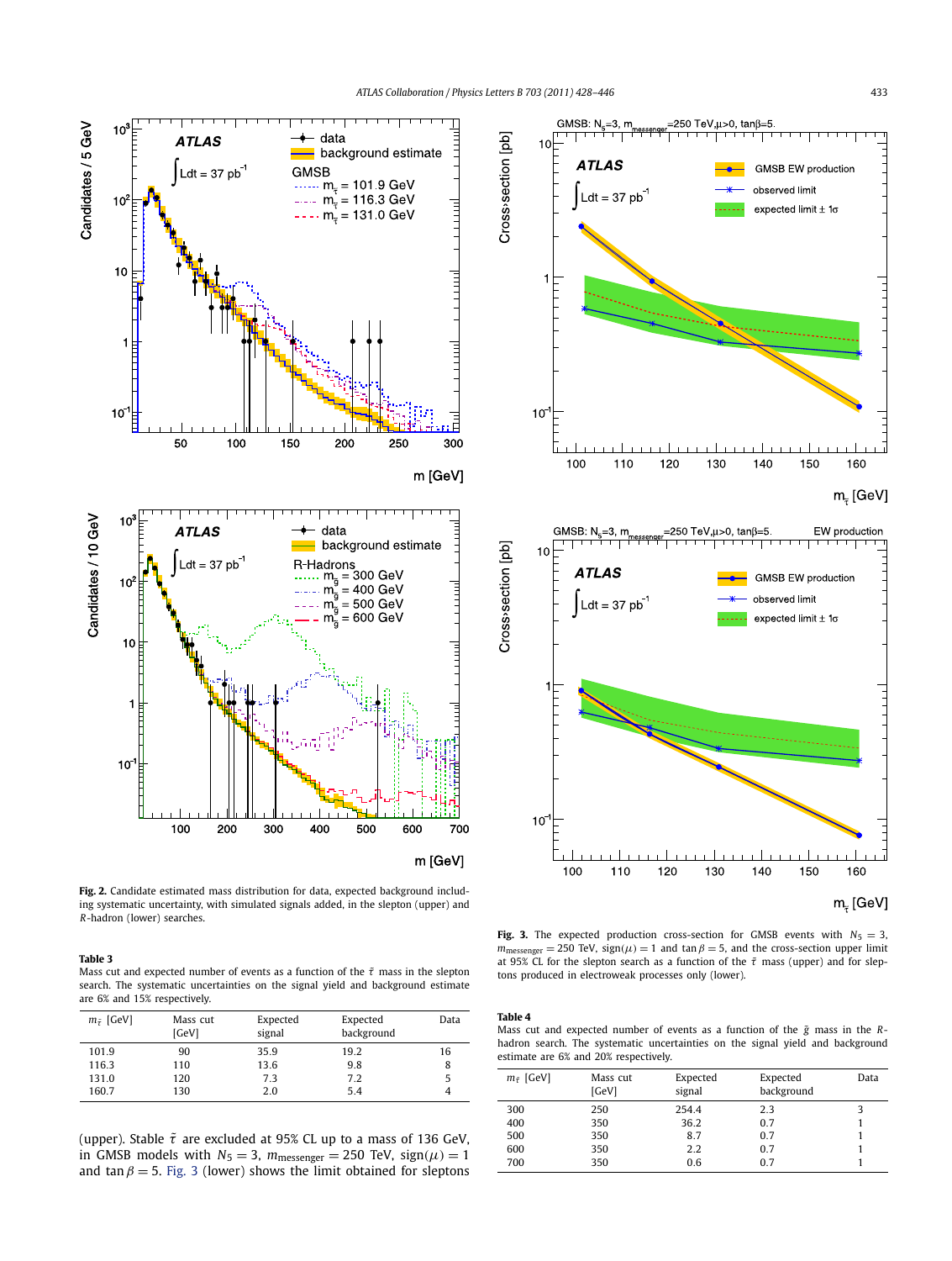**Fig. 2.** Candidate estimated mass distribution for data, expected background including systematic uncertainty, with simulated signals added, in the slepton (upper) and $R$-hadron (lower) searches.

**Table 3**
Mass cut and expected number of events as a function of the $\tilde{\tau}$ mass in the slepton search. The systematic uncertainties on the signal yield and background estimate are 6% and 15% respectively.

| $m_{\tilde{\tau}}$ [GeV] | Mass cut [GeV] | Expected signal | Expected background | Data |
|---|---|---|---|---|
| 101.9 | 90 | 35.9 | 19.2 | 16 |
| 116.3 | 110 | 13.6 | 9.8 | 8 |
| 131.0 | 120 | 7.3 | 7.2 | 5 |
| 160.7 | 130 | 2.0 | 5.4 | 4 |

(upper). Stable $\tilde{\tau}$ are excluded at 95% CL up to a mass of 136 GeV, in GMSB models with $N_5 = 3$, $m_{\text{messenger}} = 250$ TeV, $\text{sign}(\mu) = 1$ and $\tan\beta = 5$. Fig. 3 (lower) shows the limit obtained for sleptons

**Fig. 3.** The expected production cross-section for GMSB events with $N_5 = 3$, $m_{\text{messenger}} = 250$ TeV, $\text{sign}(\mu) = 1$ and $\tan\beta = 5$, and the cross-section upper limit at 95% CL for the slepton search as a function of the $\tilde{\tau}$ mass (upper) and for sleptons produced in electroweak processes only (lower).

**Table 4**
Mass cut and expected number of events as a function of the $\tilde{g}$ mass in the $R$-hadron search. The systematic uncertainties on the signal yield and background estimate are 6% and 20% respectively.

| $m_{\tilde{\tau}}$ [GeV] | Mass cut [GeV] | Expected signal | Expected background | Data |
|---|---|---|---|---|
| 300 | 250 | 254.4 | 2.3 | 3 |
| 400 | 350 | 36.2 | 0.7 | 1 |
| 500 | 350 | 8.7 | 0.7 | 1 |
| 600 | 350 | 2.2 | 0.7 | 1 |
| 700 | 350 | 0.6 | 0.7 | 1 |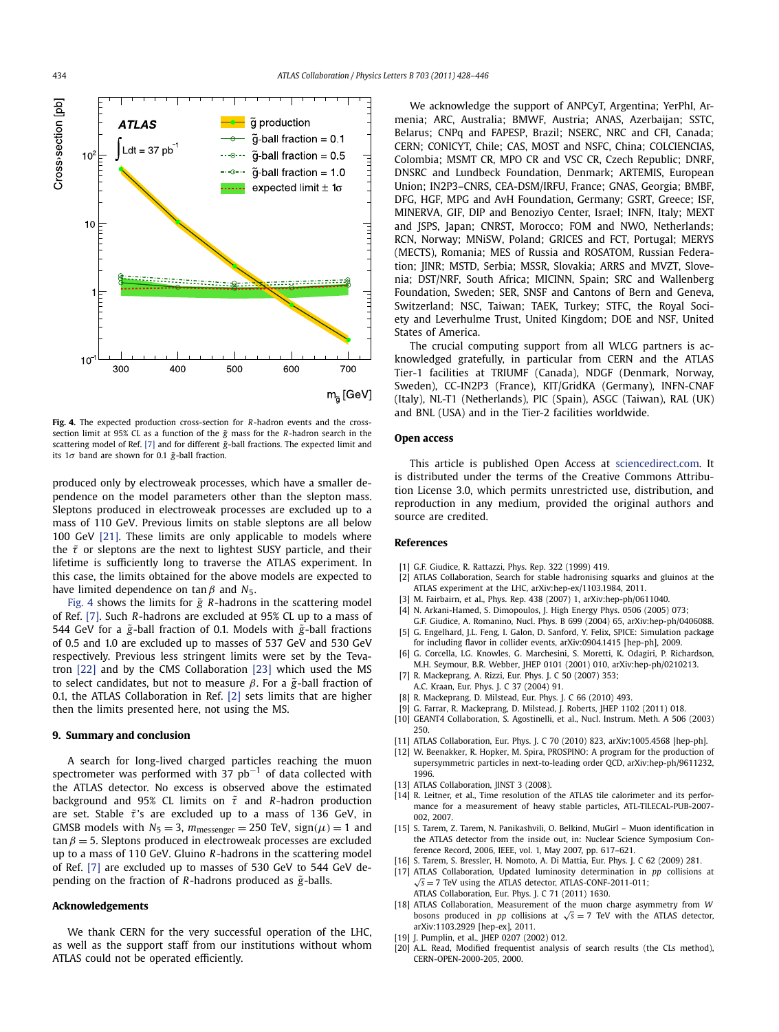**Fig. 4.** The expected production cross-section for $R$-hadron events and the cross-section limit at 95% CL as a function of the $\tilde{g}$ mass for the $R$-hadron search in the scattering model of Ref. [7] and for different $\tilde{g}$-ball fractions. The expected limit and its $1\sigma$ band are shown for 0.1 $\tilde{g}$-ball fraction.

produced only by electroweak processes, which have a smaller dependence on the model parameters other than the slepton mass. Sleptons produced in electroweak processes are excluded up to a mass of 110 GeV. Previous limits on stable sleptons are all below 100 GeV [21]. These limits are only applicable to models where the $\tilde{\tau}$ or sleptons are the next to lightest SUSY particle, and their lifetime is sufficiently long to traverse the ATLAS experiment. In this case, the limits obtained for the above models are expected to have limited dependence on $\tan\beta$ and $N_5$.

Fig. 4 shows the limits for $\tilde{g}$ $R$-hadrons in the scattering model of Ref. [7]. Such $R$-hadrons are excluded at 95% CL up to a mass of 544 GeV for a $\tilde{g}$-ball fraction of 0.1. Models with $\tilde{g}$-ball fractions of 0.5 and 1.0 are excluded up to masses of 537 GeV and 530 GeV respectively. Previous less stringent limits were set by the Tevatron [22] and by the CMS Collaboration [23] which used the MS to select candidates, but not to measure $\beta$. For a $\tilde{g}$-ball fraction of 0.1, the ATLAS Collaboration in Ref. [2] sets limits that are higher then the limits presented here, not using the MS.

## 9. Summary and conclusion

A search for long-lived charged particles reaching the muon spectrometer was performed with 37 $\text{pb}^{-1}$ of data collected with the ATLAS detector. No excess is observed above the estimated background and 95% CL limits on $\tilde{\tau}$ and $R$-hadron production are set. Stable $\tilde{\tau}$'s are excluded up to a mass of 136 GeV, in GMSB models with $N_5 = 3$, $m_{\text{messenger}} = 250$ TeV, $\text{sign}(\mu) = 1$ and $\tan\beta = 5$. Sleptons produced in electroweak processes are excluded up to a mass of 110 GeV. Gluino $R$-hadrons in the scattering model of Ref. [7] are excluded up to masses of 530 GeV to 544 GeV depending on the fraction of $R$-hadrons produced as $\tilde{g}$-balls.

## Acknowledgements

We thank CERN for the very successful operation of the LHC, as well as the support staff from our institutions without whom ATLAS could not be operated efficiently.

We acknowledge the support of ANPCyT, Argentina; YerPhI, Armenia; ARC, Australia; BMWF, Austria; ANAS, Azerbaijan; SSTC, Belarus; CNPq and FAPESP, Brazil; NSERC, NRC and CFI, Canada; CERN; CONICYT, Chile; CAS, MOST and NSFC, China; COLCIENCIAS, Colombia; MSMT CR, MPO CR and VSC CR, Czech Republic; DNRF, DNSRC and Lundbeck Foundation, Denmark; ARTEMIS, European Union; IN2P3–CNRS, CEA-DSM/IRFU, France; GNAS, Georgia; BMBF, DFG, HGF, MPG and AvH Foundation, Germany; GSRT, Greece; ISF, MINERVA, GIF, DIP and Benoziyo Center, Israel; INFN, Italy; MEXT and JSPS, Japan; CNRST, Morocco; FOM and NWO, Netherlands; RCN, Norway; MNiSW, Poland; GRICES and FCT, Portugal; MERYS (MECTS), Romania; MES of Russia and ROSATOM, Russian Federation; JINR; MSTD, Serbia; MSSR, Slovakia; ARRS and MVZT, Slovenia; DST/NRF, South Africa; MICINN, Spain; SRC and Wallenberg Foundation, Sweden; SER, SNSF and Cantons of Bern and Geneva, Switzerland; NSC, Taiwan; TAEK, Turkey; STFC, the Royal Society and Leverhulme Trust, United Kingdom; DOE and NSF, United States of America.

The crucial computing support from all WLCG partners is acknowledged gratefully, in particular from CERN and the ATLAS Tier-1 facilities at TRIUMF (Canada), NDGF (Denmark, Norway, Sweden), CC-IN2P3 (France), KIT/GridKA (Germany), INFN-CNAF (Italy), NL-T1 (Netherlands), PIC (Spain), ASGC (Taiwan), RAL (UK) and BNL (USA) and in the Tier-2 facilities worldwide.

## Open access

This article is published Open Access at sciencedirect.com. It is distributed under the terms of the Creative Commons Attribution License 3.0, which permits unrestricted use, distribution, and reproduction in any medium, provided the original authors and source are credited.

## References

[1] G.F. Giudice, R. Rattazzi, Phys. Rep. 322 (1999) 419.
[2] ATLAS Collaboration, Search for stable hadronising squarks and gluinos at the ATLAS experiment at the LHC, arXiv:hep-ex/1103.1984, 2011.
[3] M. Fairbairn, et al., Phys. Rep. 438 (2007) 1, arXiv:hep-ph/0611040.
[4] N. Arkani-Hamed, S. Dimopoulos, J. High Energy Phys. 0506 (2005) 073; G.F. Giudice, A. Romanino, Nucl. Phys. B 699 (2004) 65, arXiv:hep-ph/0406088.
[5] G. Engelhard, J.L. Feng, I. Galon, D. Sanford, F. Yu, SPICE: Simulation package for including flavor in collider events, arXiv:0904.1415 [hep-ph], 2009.
[6] G. Corcella, I.G. Knowles, G. Marchesini, S. Moretti, K. Odagiri, P. Richardson, M.H. Seymour, B.R. Webber, JHEP 0101 (2001) 010, arXiv:hep-ph/0210213.
[7] R. Mackeprang, A. Rizzi, Eur. Phys. J. C 50 (2007) 353; A.C. Kraan, Eur. Phys. J. C 37 (2004) 91.
[8] R. Mackeprang, D. Milstead, Eur. Phys. J. C 66 (2010) 493.
[9] G. Farrar, R. Mackeprang, D. Milstead, J. Roberts, JHEP 1102 (2011) 018.
[10] GEANT4 Collaboration, S. Agostinelli, et al., Nucl. Instrum. Meth. A 506 (2003) 250.
[11] ATLAS Collaboration, Eur. Phys. J. C 70 (2010) 823, arXiv:1005.4568 [hep-ph].
[12] W. Beenakker, R. Hopker, M. Spira, PROSPINO: A program for the production of supersymmetric particles in next-to-leading order QCD, arXiv:hep-ph/9611232, 1996.
[13] ATLAS Collaboration, JINST 3 (2008).
[14] R. Leitner, et al., Time resolution of the ATLAS tile calorimeter and its performance for a measurement of heavy stable particles, ATL-TILECAL-PUB-2007-002, 2007.
[15] S. Tarem, Z. Tarem, N. Panikashvili, O. Belkind, MuGirl – Muon identification in the ATLAS detector from the inside out, in: Nuclear Science Symposium Conference Record, 2006, IEEE, vol. 1, May 2007, pp. 617–621.
[16] S. Tarem, S. Bressler, H. Nomoto, A. Di Mattia, Eur. Phys. J. C 62 (2009) 281.
[17] ATLAS Collaboration, Updated luminosity determination in $pp$ collisions at $\sqrt{s} = 7$ TeV using the ATLAS detector, ATLAS-CONF-2011-011; ATLAS Collaboration, Eur. Phys. J. C 71 (2011) 1630.
[18] ATLAS Collaboration, Measurement of the muon charge asymmetry from $W$ bosons produced in $pp$ collisions at $\sqrt{s} = 7$ TeV with the ATLAS detector, arXiv:1103.2929 [hep-ex], 2011.
[19] J. Pumplin, et al., JHEP 0207 (2002) 012.
[20] A.L. Read, Modified frequentist analysis of search results (the CLs method), CERN-OPEN-2000-205, 2000.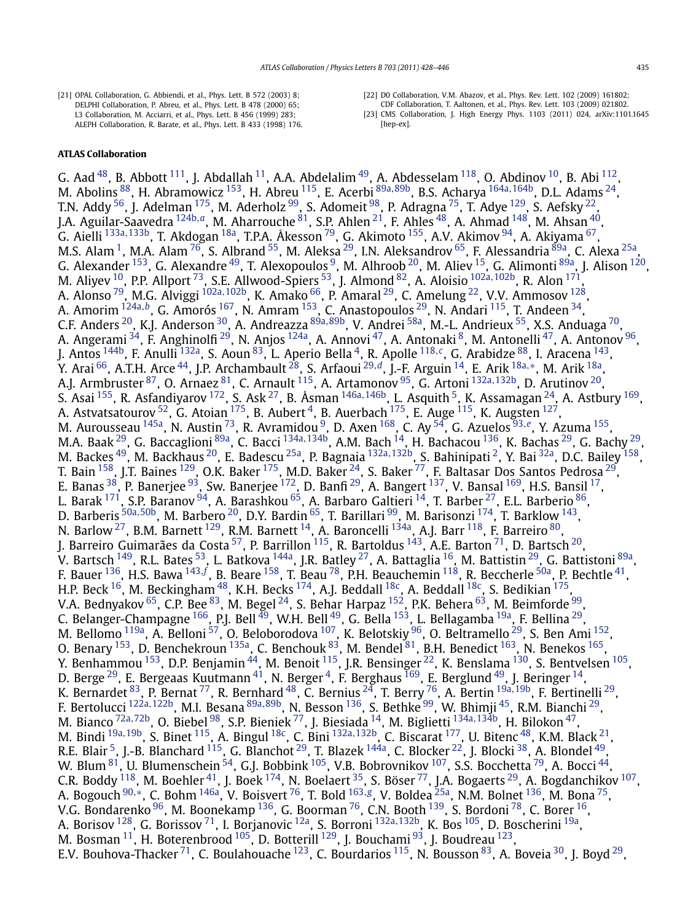[21] OPAL Collaboration, G. Abbiendi, et al., Phys. Lett. B 572 (2003) 8; DELPHI Collaboration, P. Abreu, et al., Phys. Lett. B 478 (2000) 65; L3 Collaboration, M. Acciarri, et al., Phys. Lett. B 456 (1999) 283; ALEPH Collaboration, R. Barate, et al., Phys. Lett. B 433 (1998) 176.

[22] D0 Collaboration, V.M. Abazov, et al., Phys. Rev. Lett. 102 (2009) 161802; CDF Collaboration, T. Aaltonen, et al., Phys. Rev. Lett. 103 (2009) 021802.

[23] CMS Collaboration, J. High Energy Phys. 1103 (2011) 024, arXiv:1101.1645 [hep-ex].

**ATLAS Collaboration**

G. Aad [48], B. Abbott [111], J. Abdallah [11], A.A. Abdelalim [49], A. Abdesselam [118], O. Abdinov [10], B. Abi [112], M. Abolins [88], H. Abramowicz [153], H. Abreu [115], E. Acerbi [89a,89b], B.S. Acharya [164a,164b], D.L. Adams [24], T.N. Addy [56], J. Adelman [175], M. Aderholz [99], S. Adomeit [98], P. Adragna [75], T. Adye [129], S. Aefsky [22], J.A. Aguilar-Saavedra [124b,a], M. Aharrouche [81], S.P. Ahlen [21], F. Ahles [48], A. Ahmad [148], M. Ahsan [40], G. Aielli [133a,133b], T. Akdogan [18a], T.P.A. Åkesson [79], G. Akimoto [155], A.V. Akimov [94], A. Akiyama [67], M.S. Alam [1], M.A. Alam [76], S. Albrand [55], M. Aleksa [29], I.N. Aleksandrov [65], F. Alessandria [89a], C. Alexa [25a], G. Alexander [153], G. Alexandre [49], T. Alexopoulos [9], M. Alhroob [20], M. Aliev [15], G. Alimonti [89a], J. Alison [120], M. Aliyev [10], P.P. Allport [73], S.E. Allwood-Spiers [53], J. Almond [82], A. Aloisio [102a,102b], R. Alon [171], A. Alonso [79], M.G. Alviggi [102a,102b], K. Amako [66], P. Amaral [29], C. Amelung [22], V.V. Ammosov [128], A. Amorim [124a,b], G. Amorós [167], N. Amram [153], C. Anastopoulos [29], N. Andari [115], T. Andeen [34], C.F. Anders [20], K.J. Anderson [30], A. Andreazza [89a,89b], V. Andrei [58a], M.-L. Andrieux [55], X.S. Anduaga [70], A. Angerami [34], F. Anghinolfi [29], N. Anjos [124a], A. Annovi [47], A. Antonaki [8], M. Antonelli [47], A. Antonov [96], J. Antos [144b], F. Anulli [132a], S. Aoun [83], L. Aperio Bella [4], R. Apolle [118,c], G. Arabidze [88], I. Aracena [143], Y. Arai [66], A.T.H. Arce [44], J.P. Archambault [28], S. Arfaoui [29,d], J.-F. Arguin [14], E. Arik [18a,*], M. Arik [18a], A.J. Armbruster [87], O. Arnaez [81], C. Arnault [115], A. Artamonov [95], G. Artoni [132a,132b], D. Arutinov [20], S. Asai [155], R. Asfandiyarov [172], S. Ask [27], B. Åsman [146a,146b], L. Asquith [5], K. Assamagan [24], A. Astbury [169], A. Astvatsatourov [52], G. Atoian [175], B. Aubert [4], B. Auerbach [175], E. Auge [115], K. Augsten [127], M. Aurousseau [145a], N. Austin [73], R. Avramidou [9], D. Axen [168], C. Ay [54], G. Azuelos [93,e], Y. Azuma [155], M.A. Baak [29], G. Baccaglioni [89a], C. Bacci [134a,134b], A.M. Bach [14], H. Bachacou [136], K. Bachas [29], G. Bachy [29], M. Backes [49], M. Backhaus [20], E. Badescu [25a], P. Bagnaia [132a,132b], S. Bahinipati [2], Y. Bai [32a], D.C. Bailey [158], T. Bain [158], J.T. Baines [129], O.K. Baker [175], M.D. Baker [24], S. Baker [77], F. Baltasar Dos Santos Pedrosa [29], E. Banas [38], P. Banerjee [93], Sw. Banerjee [172], D. Banfi [29], A. Bangert [137], V. Bansal [169], H.S. Bansil [17], L. Barak [171], S.P. Baranov [94], A. Barashkou [65], A. Barbaro Galtieri [14], T. Barber [27], E.L. Barberio [86], D. Barberis [50a,50b], M. Barbero [20], D.Y. Bardin [65], T. Barillari [99], M. Barisonzi [174], T. Barklow [143], N. Barlow [27], B.M. Barnett [129], R.M. Barnett [14], A. Baroncelli [134a], A.J. Barr [118], F. Barreiro [80], J. Barreiro Guimarães da Costa [57], P. Barrillon [115], R. Bartoldus [143], A.E. Barton [71], D. Bartsch [20], V. Bartsch [149], R.L. Bates [53], L. Batkova [144a], J.R. Batley [27], A. Battaglia [16], M. Battistin [29], G. Battistoni [89a], F. Bauer [136], H.S. Bawa [143,f], B. Beare [158], T. Beau [78], P.H. Beauchemin [118], R. Beccherle [50a], P. Bechtle [41], H.P. Beck [16], M. Beckingham [48], K.H. Becks [174], A.J. Beddall [18c], A. Beddall [18c], S. Bedikian [175], V.A. Bednyakov [65], C.P. Bee [83], M. Begel [24], S. Behar Harpaz [152], P.K. Behera [63], M. Beimforde [99], C. Belanger-Champagne [166], P.J. Bell [49], W.H. Bell [49], G. Bella [153], L. Bellagamba [19a], F. Bellina [29], M. Bellomo [119a], A. Belloni [57], O. Beloborodova [107], K. Belotskiy [96], O. Beltramello [29], S. Ben Ami [152], O. Benary [153], D. Benchekroun [135a], C. Benchouk [83], M. Bendel [81], B.H. Benedict [163], N. Benekos [165], Y. Benhammou [153], D.P. Benjamin [44], M. Benoit [115], J.R. Bensinger [22], K. Benslama [130], S. Bentvelsen [105], D. Berge [29], E. Bergeaas Kuutmann [41], N. Berger [4], F. Berghaus [169], E. Berglund [49], J. Beringer [14], K. Bernardet [83], P. Bernat [77], R. Bernhard [48], C. Bernius [24], T. Berry [76], A. Bertin [19a,19b], F. Bertinelli [29], F. Bertolucci [122a,122b], M.I. Besana [89a,89b], N. Besson [136], S. Bethke [99], W. Bhimji [45], R.M. Bianchi [29], M. Bianco [72a,72b], O. Biebel [98], S.P. Bieniek [77], J. Biesiada [14], M. Biglietti [134a,134b], H. Bilokon [47], M. Bindi [19a,19b], S. Binet [115], A. Bingul [18c], C. Bini [132a,132b], C. Biscarat [177], U. Bitenc [48], K.M. Black [21], R.E. Blair [5], J.-B. Blanchard [115], G. Blanchot [29], T. Blazek [144a], C. Blocker [22], J. Blocki [38], A. Blondel [49], W. Blum [81], U. Blumenschein [54], G.J. Bobbink [105], V.B. Bobrovnikov [107], S.S. Bocchetta [79], A. Bocci [44], C.R. Boddy [118], M. Boehler [41], J. Boek [174], N. Boelaert [35], S. Böser [77], J.A. Bogaerts [29], A. Bogdanchikov [107], A. Bogouch [90,*], C. Bohm [146a], V. Boisvert [76], T. Bold [163,g], V. Boldea [25a], N.M. Bolnet [136], M. Bona [75], V.G. Bondarenko [96], M. Boonekamp [136], G. Boorman [76], C.N. Booth [139], S. Bordoni [78], C. Borer [16], A. Borisov [128], G. Borissov [71], I. Borjanovic [12a], S. Borroni [132a,132b], K. Bos [105], D. Boscherini [19a], M. Bosman [11], H. Boterenbrood [105], D. Botterill [129], J. Bouchami [93], J. Boudreau [123], E.V. Bouhova-Thacker [71], C. Boulahouache [123], C. Bourdarios [115], N. Bousson [83], A. Boveia [30], J. Boyd [29],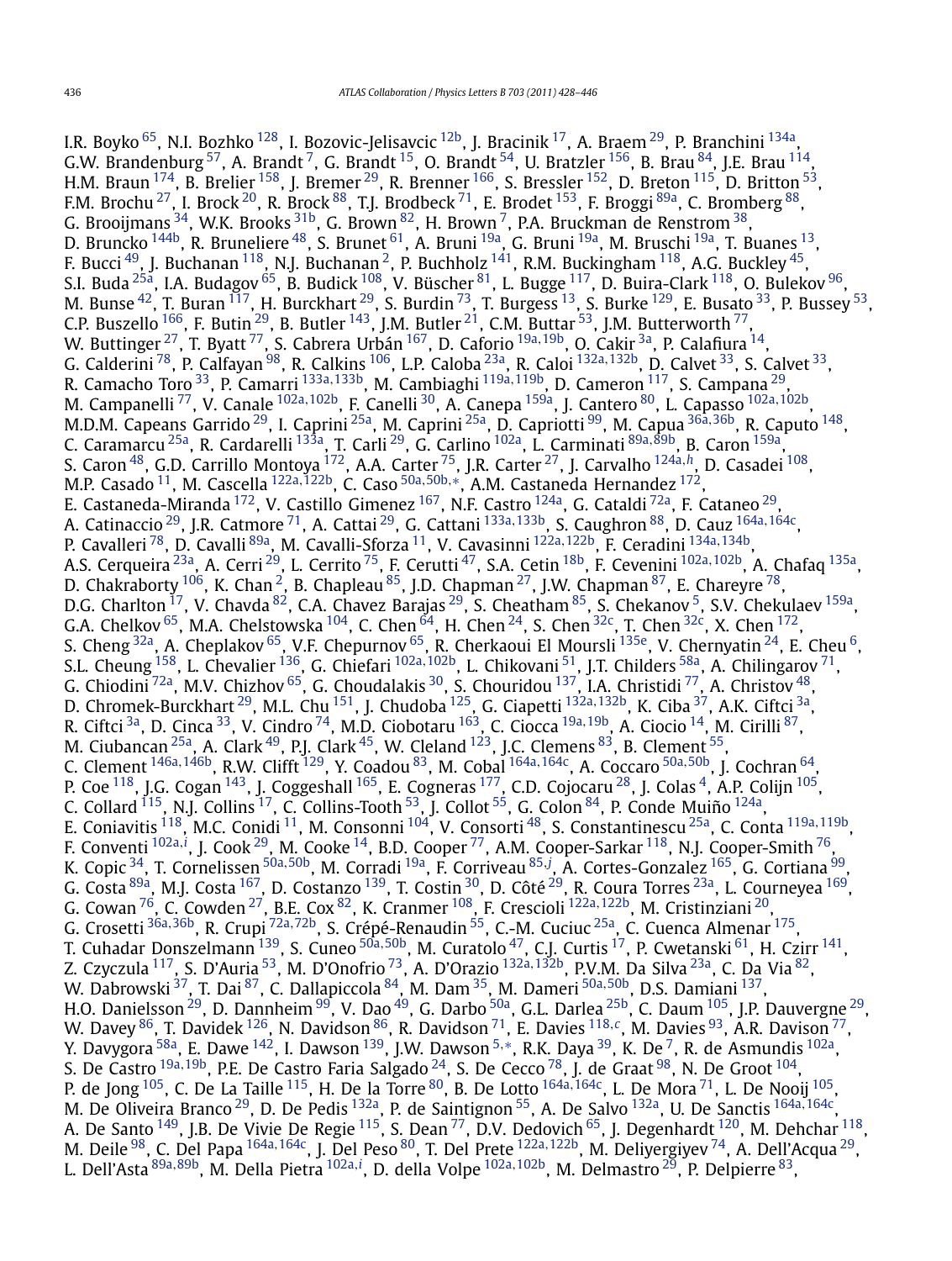I.R. Boyko [65], N.I. Bozhko [128], I. Bozovic-Jelisavcic [12b], J. Bracinik [17], A. Braem [29], P. Branchini [134a], G.W. Brandenburg [57], A. Brandt [7], G. Brandt [15], O. Brandt [54], U. Bratzler [156], B. Brau [84], J.E. Brau [114], H.M. Braun [174], B. Brelier [158], J. Bremer [29], R. Brenner [166], S. Bressler [152], D. Breton [115], D. Britton [53], F.M. Brochu [27], I. Brock [20], R. Brock [88], T.J. Brodbeck [71], E. Brodet [153], F. Broggi [89a], C. Bromberg [88], G. Brooijmans [34], W.K. Brooks [31b], G. Brown [82], H. Brown [7], P.A. Bruckman de Renstrom [38], D. Bruncko [144b], R. Bruneliere [48], S. Brunet [61], A. Bruni [19a], G. Bruni [19a], M. Bruschi [19a], T. Buanes [13], F. Bucci [49], J. Buchanan [118], N.J. Buchanan [2], P. Buchholz [141], R.M. Buckingham [118], A.G. Buckley [45], S.I. Buda [25a], I.A. Budagov [65], B. Budick [108], V. Büscher [81], L. Bugge [117], D. Buira-Clark [118], O. Bulekov [96], M. Bunse [42], T. Buran [117], H. Burckhart [29], S. Burdin [73], T. Burgess [13], S. Burke [129], E. Busato [33], P. Bussey [53], C.P. Buszello [166], F. Butin [29], B. Butler [143], J.M. Butler [21], C.M. Buttar [53], J.M. Butterworth [77], W. Buttinger [27], T. Byatt [77], S. Cabrera Urbán [167], D. Caforio [19a,19b], O. Cakir [3a], P. Calafiura [14], G. Calderini [78], P. Calfayan [98], R. Calkins [106], L.P. Caloba [23a], R. Caloi [132a,132b], D. Calvet [33], S. Calvet [33], R. Camacho Toro [33], P. Camarri [133a,133b], M. Cambiaghi [119a,119b], D. Cameron [117], S. Campana [29], M. Campanelli [77], V. Canale [102a,102b], F. Canelli [30], A. Canepa [159a], J. Cantero [80], L. Capasso [102a,102b], M.D.M. Capeans Garrido [29], I. Caprini [25a], M. Caprini [25a], D. Capriotti [99], M. Capua [36a,36b], R. Caputo [148], C. Caramarcu [25a], R. Cardarelli [133a], T. Carli [29], G. Carlino [102a], L. Carminati [89a,89b], B. Caron [159a], S. Caron [48], G.D. Carrillo Montoya [172], A.A. Carter [75], J.R. Carter [27], J. Carvalho [124a,h], D. Casadei [108], M.P. Casado [11], M. Cascella [122a,122b], C. Caso [50a,50b,*], A.M. Castaneda Hernandez [172], E. Castaneda-Miranda [172], V. Castillo Gimenez [167], N.F. Castro [124a], G. Cataldi [72a], F. Cataneo [29], A. Catinaccio [29], J.R. Catmore [71], A. Cattai [29], G. Cattani [133a,133b], S. Caughron [88], D. Cauz [164a,164c], P. Cavalleri [78], D. Cavalli [89a], M. Cavalli-Sforza [11], V. Cavasinni [122a,122b], F. Ceradini [134a,134b], A.S. Cerqueira [23a], A. Cerri [29], L. Cerrito [75], F. Cerutti [47], S.A. Cetin [18b], F. Cevenini [102a,102b], A. Chafaq [135a], D. Chakraborty [106], K. Chan [2], B. Chapleau [85], J.D. Chapman [27], J.W. Chapman [87], E. Chareyre [78], D.G. Charlton [17], V. Chavda [82], C.A. Chavez Barajas [29], S. Cheatham [85], S. Chekanov [5], S.V. Chekulaev [159a], G.A. Chelkov [65], M.A. Chelstowska [104], C. Chen [64], H. Chen [24], S. Chen [32c], T. Chen [32c], X. Chen [172], S. Cheng [32a], A. Cheplakov [65], V.F. Chepurnov [65], R. Cherkaoui El Moursli [135e], V. Chernyatin [24], E. Cheu [6], S.L. Cheung [158], L. Chevalier [136], G. Chiefari [102a,102b], L. Chikovani [51], J.T. Childers [58a], A. Chilingarov [71], G. Chiodini [72a], M.V. Chizhov [65], G. Choudalakis [30], S. Chouridou [137], I.A. Christidi [77], A. Christov [48], D. Chromek-Burckhart [29], M.L. Chu [151], J. Chudoba [125], G. Ciapetti [132a,132b], K. Ciba [37], A.K. Ciftci [3a], R. Ciftci [3a], D. Cinca [33], V. Cindro [74], M.D. Ciobotaru [163], C. Ciocca [19a,19b], A. Ciocio [14], M. Cirilli [87], M. Ciubancan [25a], A. Clark [49], P.J. Clark [45], W. Cleland [123], J.C. Clemens [83], B. Clement [55], C. Clement [146a,146b], R.W. Clifft [129], Y. Coadou [83], M. Cobal [164a,164c], A. Coccaro [50a,50b], J. Cochran [64], P. Coe [118], J.G. Cogan [143], J. Coggeshall [165], E. Cogneras [177], C.D. Cojocaru [28], J. Colas [4], A.P. Colijn [105], C. Collard [115], N.J. Collins [17], C. Collins-Tooth [53], J. Collot [55], G. Colon [84], P. Conde Muiño [124a], E. Coniavitis [118], M.C. Conidi [11], M. Consonni [104], V. Consorti [48], S. Constantinescu [25a], C. Conta [119a,119b], F. Conventi [102a,i], J. Cook [29], M. Cooke [14], B.D. Cooper [77], A.M. Cooper-Sarkar [118], N.J. Cooper-Smith [76], K. Copic [34], T. Cornelissen [50a,50b], M. Corradi [19a], F. Corriveau [85,j], A. Cortes-Gonzalez [165], G. Cortiana [99], G. Costa [89a], M.J. Costa [167], D. Costanzo [139], T. Costin [30], D. Côté [29], R. Coura Torres [23a], L. Courneyea [169], G. Cowan [76], C. Cowden [27], B.E. Cox [82], K. Cranmer [108], F. Crescioli [122a,122b], M. Cristinziani [20], G. Crosetti [36a,36b], R. Crupi [72a,72b], S. Crépé-Renaudin [55], C.-M. Cuciuc [25a], C. Cuenca Almenar [175], T. Cuhadar Donszelmann [139], S. Cuneo [50a,50b], M. Curatolo [47], C.J. Curtis [17], P. Cwetanski [61], H. Czirr [141], Z. Czyczula [117], S. D'Auria [53], M. D'Onofrio [73], A. D'Orazio [132a,132b], P.V.M. Da Silva [23a], C. Da Via [82], W. Dabrowski [37], T. Dai [87], C. Dallapiccola [84], M. Dam [35], M. Dameri [50a,50b], D.S. Damiani [137], H.O. Danielsson [29], D. Dannheim [99], V. Dao [49], G. Darbo [50a], G.L. Darlea [25b], C. Daum [105], J.P. Dauvergne [29], W. Davey [86], T. Davidek [126], N. Davidson [86], R. Davidson [71], E. Davies [118,c], M. Davies [93], A.R. Davison [77], Y. Davygora [58a], E. Dawe [142], I. Dawson [139], J.W. Dawson [5,*], R.K. Daya [39], K. De [7], R. de Asmundis [102a], S. De Castro [19a,19b], P.E. De Castro Faria Salgado [24], S. De Cecco [78], J. de Graat [98], N. De Groot [104], P. de Jong [105], C. De La Taille [115], H. De la Torre [80], B. De Lotto [164a,164c], L. De Mora [71], L. De Nooij [105], M. De Oliveira Branco [29], D. De Pedis [132a], P. de Saintignon [55], A. De Salvo [132a], U. De Sanctis [164a,164c], A. De Santo [149], J.B. De Vivie De Regie [115], S. Dean [77], D.V. Dedovich [65], J. Degenhardt [120], M. Dehchar [118], M. Deile [98], C. Del Papa [164a,164c], J. Del Peso [80], T. Del Prete [122a,122b], M. Deliyergiyev [74], A. Dell'Acqua [29], L. Dell'Asta [89a,89b], M. Della Pietra [102a,i], D. della Volpe [102a,102b], M. Delmastro [29], P. Delpierre [83],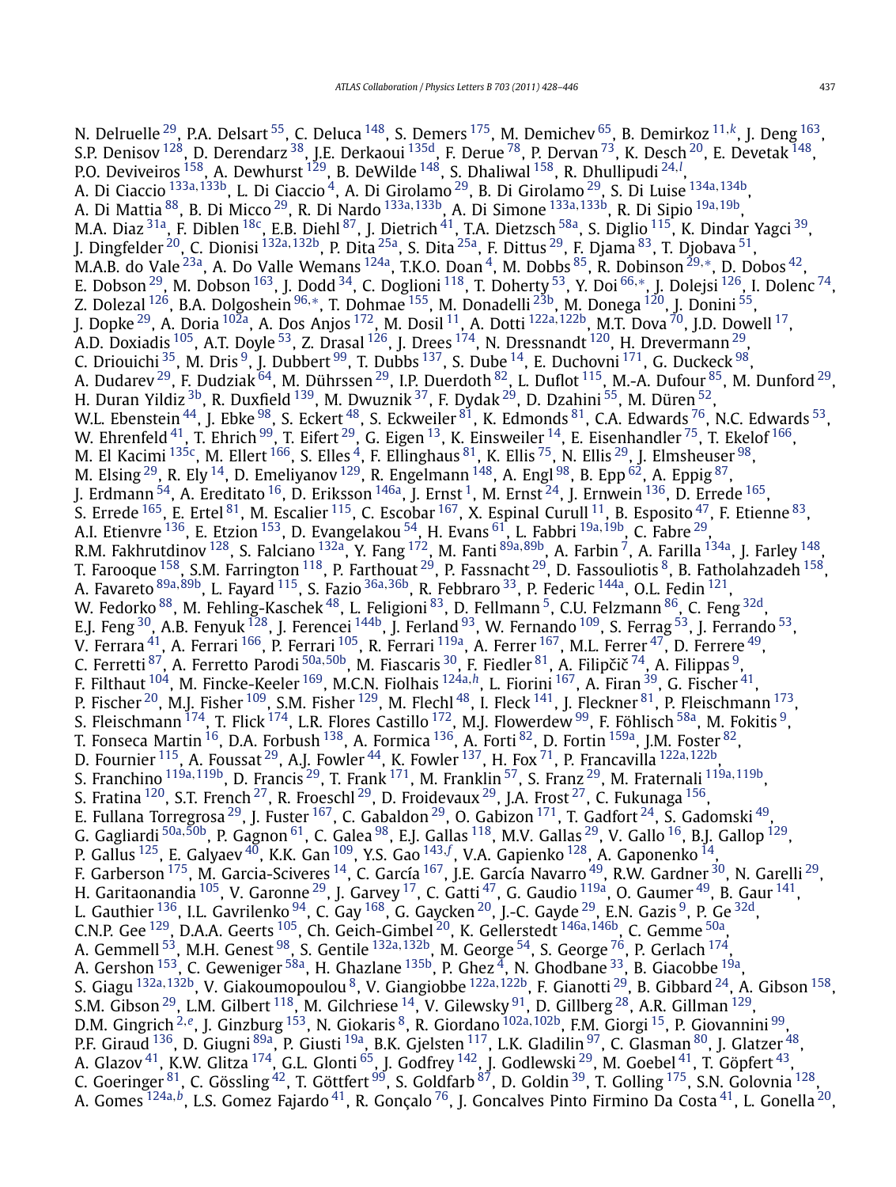N. Delruelle [29], P.A. Delsart [55], C. Deluca [148], S. Demers [175], M. Demichev [65], B. Demirkoz [11,k], J. Deng [163], S.P. Denisov [128], D. Derendarz [38], J.E. Derkaoui [135d], F. Derue [78], P. Dervan [73], K. Desch [20], E. Devetak [148], P.O. Deviveiros [158], A. Dewhurst [129], B. DeWilde [148], S. Dhaliwal [158], R. Dhullipudi [24,l], A. Di Ciaccio [133a,133b], L. Di Ciaccio [4], A. Di Girolamo [29], B. Di Girolamo [29], S. Di Luise [134a,134b], A. Di Mattia [88], B. Di Micco [29], R. Di Nardo [133a,133b], A. Di Simone [133a,133b], R. Di Sipio [19a,19b], M.A. Diaz [31a], F. Diblen [18c], E.B. Diehl [87], J. Dietrich [41], T.A. Dietzsch [58a], S. Diglio [115], K. Dindar Yagci [39], J. Dingfelder [20], C. Dionisi [132a,132b], P. Dita [25a], S. Dita [25a], F. Dittus [29], F. Djama [83], T. Djobava [51], M.A.B. do Vale [23a], A. Do Valle Wemans [124a], T.K.O. Doan [4], M. Dobbs [85], R. Dobinson [29,*], D. Dobos [42], E. Dobson [29], M. Dobson [163], J. Dodd [34], C. Doglioni [118], T. Doherty [53], Y. Doi [66,*], J. Dolejsi [126], I. Dolenc [74], Z. Dolezal [126], B.A. Dolgoshein [96,*], T. Dohmae [155], M. Donadelli [23b], M. Donega [120], J. Donini [55], J. Dopke [29], A. Doria [102a], A. Dos Anjos [172], M. Dosil [11], A. Dotti [122a,122b], M.T. Dova [70], J.D. Dowell [17], A.D. Doxiadis [105], A.T. Doyle [53], Z. Drasal [126], J. Drees [174], N. Dressnandt [120], H. Drevermann [29], C. Driouichi [35], M. Dris [9], J. Dubbert [99], T. Dubbs [137], S. Dube [14], E. Duchovni [171], G. Duckeck [98], A. Dudarev [29], F. Dudziak [64], M. Dührssen [29], I.P. Duerdoth [82], L. Duflot [115], M.-A. Dufour [85], M. Dunford [29], H. Duran Yildiz [3b], R. Duxfield [139], M. Dwuznik [37], F. Dydak [29], D. Dzahini [55], M. Düren [52], W.L. Ebenstein [44], J. Ebke [98], S. Eckert [48], S. Eckweiler [81], K. Edmonds [81], C.A. Edwards [76], N.C. Edwards [53], W. Ehrenfeld [41], T. Ehrich [99], T. Eifert [29], G. Eigen [13], K. Einsweiler [14], E. Eisenhandler [75], T. Ekelof [166], M. El Kacimi [135c], M. Ellert [166], S. Elles [4], F. Ellinghaus [81], K. Ellis [75], N. Ellis [29], J. Elmsheuser [98], M. Elsing [29], R. Ely [14], D. Emeliyanov [129], R. Engelmann [148], A. Engl [98], B. Epp [62], A. Eppig [87], J. Erdmann [54], A. Ereditato [16], D. Eriksson [146a], J. Ernst [1], M. Ernst [24], J. Ernwein [136], D. Errede [165], S. Errede [165], E. Ertel [81], M. Escalier [115], C. Escobar [167], X. Espinal Curull [11], B. Esposito [47], F. Etienne [83], A.I. Etienvre [136], E. Etzion [153], D. Evangelakou [54], H. Evans [61], L. Fabbri [19a,19b], C. Fabre [29], R.M. Fakhrutdinov [128], S. Falciano [132a], Y. Fang [172], M. Fanti [89a,89b], A. Farbin [7], A. Farilla [134a], J. Farley [148], T. Farooque [158], S.M. Farrington [118], P. Farthouat [29], P. Fassnacht [29], D. Fassouliotis [8], B. Fatholahzadeh [158], A. Favareto [89a,89b], L. Fayard [115], S. Fazio [36a,36b], R. Febbraro [33], P. Federic [144a], O.L. Fedin [121], W. Fedorko [88], M. Fehling-Kaschek [48], L. Feligioni [83], D. Fellmann [5], C.U. Felzmann [86], C. Feng [32d], E.J. Feng [30], A.B. Fenyuk [128], J. Ferencei [144b], J. Ferland [93], W. Fernando [109], S. Ferrag [53], J. Ferrando [53], V. Ferrara [41], A. Ferrari [166], P. Ferrari [105], R. Ferrari [119a], A. Ferrer [167], M.L. Ferrer [47], D. Ferrere [49], C. Ferretti [87], A. Ferretto Parodi [50a,50b], M. Fiascaris [30], F. Fiedler [81], A. Filipčič [74], A. Filippas [9], F. Filthaut [104], M. Fincke-Keeler [169], M.C.N. Fiolhais [124a,h], L. Fiorini [167], A. Firan [39], G. Fischer [41], P. Fischer [20], M.J. Fisher [109], S.M. Fisher [129], M. Flechl [48], I. Fleck [141], J. Fleckner [81], P. Fleischmann [173], S. Fleischmann [174], T. Flick [174], L.R. Flores Castillo [172], M.J. Flowerdew [99], F. Föhlisch [58a], M. Fokitis [9], T. Fonseca Martin [16], D.A. Forbush [138], A. Formica [136], A. Forti [82], D. Fortin [159a], J.M. Foster [82], D. Fournier [115], A. Foussat [29], A.J. Fowler [44], K. Fowler [137], H. Fox [71], P. Francavilla [122a,122b], S. Franchino [119a,119b], D. Francis [29], T. Frank [171], M. Franklin [57], S. Franz [29], M. Fraternali [119a,119b], S. Fratina [120], S.T. French [27], R. Froeschl [29], D. Froidevaux [29], J.A. Frost [27], C. Fukunaga [156], E. Fullana Torregrosa [29], J. Fuster [167], C. Gabaldon [29], O. Gabizon [171], T. Gadfort [24], S. Gadomski [49], G. Gagliardi [50a,50b], P. Gagnon [61], C. Galea [98], E.J. Gallas [118], M.V. Gallas [29], V. Gallo [16], B.J. Gallop [129], P. Gallus [125], E. Galyaev [40], K.K. Gan [109], Y.S. Gao [143,f], V.A. Gapienko [128], A. Gaponenko [14], F. Garberson [175], M. Garcia-Sciveres [14], C. García [167], J.E. García Navarro [49], R.W. Gardner [30], N. Garelli [29], H. Garitaonandia [105], V. Garonne [29], J. Garvey [17], C. Gatti [47], G. Gaudio [119a], O. Gaumer [49], B. Gaur [141], L. Gauthier [136], I.L. Gavrilenko [94], C. Gay [168], G. Gaycken [20], J.-C. Gayde [29], E.N. Gazis [9], P. Ge [32d], C.N.P. Gee [129], D.A.A. Geerts [105], Ch. Geich-Gimbel [20], K. Gellerstedt [146a,146b], C. Gemme [50a], A. Gemmell [53], M.H. Genest [98], S. Gentile [132a,132b], M. George [54], S. George [76], P. Gerlach [174], A. Gershon [153], C. Geweniger [58a], H. Ghazlane [135b], P. Ghez [4], N. Ghodbane [33], B. Giacobbe [19a], S. Giagu [132a,132b], V. Giakoumopoulou [8], V. Giangiobbe [122a,122b], F. Gianotti [29], B. Gibbard [24], A. Gibson [158], S.M. Gibson [29], L.M. Gilbert [118], M. Gilchriese [14], V. Gilewsky [91], D. Gillberg [28], A.R. Gillman [129], D.M. Gingrich [2,e], J. Ginzburg [153], N. Giokaris [8], R. Giordano [102a,102b], F.M. Giorgi [15], P. Giovannini [99], P.F. Giraud [136], D. Giugni [89a], P. Giusti [19a], B.K. Gjelsten [117], L.K. Gladilin [97], C. Glasman [80], J. Glatzer [48], A. Glazov [41], K.W. Glitza [174], G.L. Glonti [65], J. Godfrey [142], J. Godlewski [29], M. Goebel [41], T. Göpfert [43], C. Goeringer [81], C. Gössling [42], T. Göttfert [99], S. Goldfarb [87], D. Goldin [39], T. Golling [175], S.N. Golovnia [128], A. Gomes [124a,b], L.S. Gomez Fajardo [41], R. Gonçalo [76], J. Goncalves Pinto Firmino Da Costa [41], L. Gonella [20],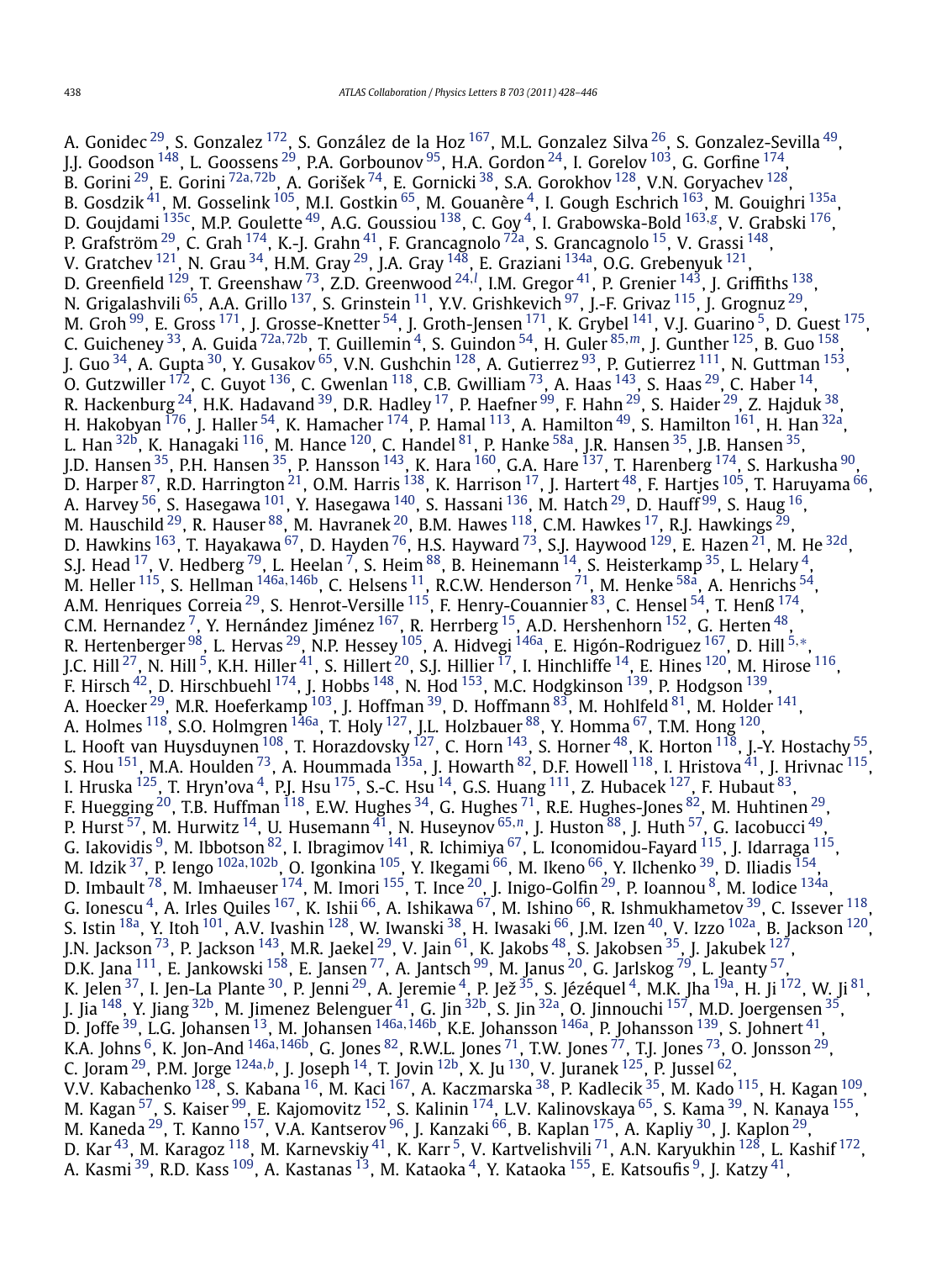A. Gonidec [29], S. Gonzalez [172], S. González de la Hoz [167], M.L. Gonzalez Silva [26], S. Gonzalez-Sevilla [49], J.J. Goodson [148], L. Goossens [29], P.A. Gorbounov [95], H.A. Gordon [24], I. Gorelov [103], G. Gorfine [174], B. Gorini [29], E. Gorini [72a,72b], A. Gorišek [74], E. Gornicki [38], S.A. Gorokhov [128], V.N. Goryachev [128], B. Gosdzik [41], M. Gosselink [105], M.I. Gostkin [65], M. Gouanère [4], I. Gough Eschrich [163], M. Gouighri [135a], D. Goujdami [135c], M.P. Goulette [49], A.G. Goussiou [138], C. Goy [4], I. Grabowska-Bold [163,g], V. Grabski [176], P. Grafström [29], C. Grah [174], K.-J. Grahn [41], F. Grancagnolo [72a], S. Grancagnolo [15], V. Grassi [148], V. Gratchev [121], N. Grau [34], H.M. Gray [29], J.A. Gray [148], E. Graziani [134a], O.G. Grebenyuk [121], D. Greenfield [129], T. Greenshaw [73], Z.D. Greenwood [24,l], I.M. Gregor [41], P. Grenier [143], J. Griffiths [138], N. Grigalashvili [65], A.A. Grillo [137], S. Grinstein [11], Y.V. Grishkevich [97], J.-F. Grivaz [115], J. Grognuz [29], M. Groh [99], E. Gross [171], J. Grosse-Knetter [54], J. Groth-Jensen [171], K. Grybel [141], V.J. Guarino [5], D. Guest [175], C. Guicheney [33], A. Guida [72a,72b], T. Guillemin [4], S. Guindon [54], H. Guler [85,m], J. Gunther [125], B. Guo [158], J. Guo [34], A. Gupta [30], Y. Gusakov [65], V.N. Gushchin [128], A. Gutierrez [93], P. Gutierrez [111], N. Guttman [153], O. Gutzwiller [172], C. Guyot [136], C. Gwenlan [118], C.B. Gwilliam [73], A. Haas [143], S. Haas [29], C. Haber [14], R. Hackenburg [24], H.K. Hadavand [39], D.R. Hadley [17], P. Haefner [99], F. Hahn [29], S. Haider [29], Z. Hajduk [38], H. Hakobyan [176], J. Haller [54], K. Hamacher [174], P. Hamal [113], A. Hamilton [49], S. Hamilton [161], H. Han [32a], L. Han [32b], K. Hanagaki [116], M. Hance [120], C. Handel [81], P. Hanke [58a], J.R. Hansen [35], J.B. Hansen [35], J.D. Hansen [35], P.H. Hansen [35], P. Hansson [143], K. Hara [160], G.A. Hare [137], T. Harenberg [174], S. Harkusha [90], D. Harper [87], R.D. Harrington [21], O.M. Harris [138], K. Harrison [17], J. Hartert [48], F. Hartjes [105], T. Haruyama [66], A. Harvey [56], S. Hasegawa [101], Y. Hasegawa [140], S. Hassani [136], M. Hatch [29], D. Hauff [99], S. Haug [16], M. Hauschild [29], R. Hauser [88], M. Havranek [20], B.M. Hawes [118], C.M. Hawkes [17], R.J. Hawkings [29], D. Hawkins [163], T. Hayakawa [67], D. Hayden [76], H.S. Hayward [73], S.J. Haywood [129], E. Hazen [21], M. He [32d], S.J. Head [17], V. Hedberg [79], L. Heelan [7], S. Heim [88], B. Heinemann [14], S. Heisterkamp [35], L. Helary [4], M. Heller [115], S. Hellman [146a,146b], C. Helsens [11], R.C.W. Henderson [71], M. Henke [58a], A. Henrichs [54], A.M. Henriques Correia [29], S. Henrot-Versille [115], F. Henry-Couannier [83], C. Hensel [54], T. Henß [174], C.M. Hernandez [7], Y. Hernández Jiménez [167], R. Herrberg [15], A.D. Hershenhorn [152], G. Herten [48], R. Hertenberger [98], L. Hervas [29], N.P. Hessey [105], A. Hidvegi [146a], E. Higón-Rodriguez [167], D. Hill [5,*], J.C. Hill [27], N. Hill [5], K.H. Hiller [41], S. Hillert [20], S.J. Hillier [17], I. Hinchliffe [14], E. Hines [120], M. Hirose [116], F. Hirsch [42], D. Hirschbuehl [174], J. Hobbs [148], N. Hod [153], M.C. Hodgkinson [139], P. Hodgson [139], A. Hoecker [29], M.R. Hoeferkamp [103], J. Hoffman [39], D. Hoffmann [83], M. Hohlfeld [81], M. Holder [141], A. Holmes [118], S.O. Holmgren [146a], T. Holy [127], J.L. Holzbauer [88], Y. Homma [67], T.M. Hong [120], L. Hooft van Huysduynen [108], T. Horazdovsky [127], C. Horn [143], S. Horner [48], K. Horton [118], J.-Y. Hostachy [55], S. Hou [151], M.A. Houlden [73], A. Hoummada [135a], J. Howarth [82], D.F. Howell [118], I. Hristova [41], J. Hrivnac [115], I. Hruska [125], T. Hryn'ova [4], P.J. Hsu [175], S.-C. Hsu [14], G.S. Huang [111], Z. Hubacek [127], F. Hubaut [83], F. Huegging [20], T.B. Huffman [118], E.W. Hughes [34], G. Hughes [71], R.E. Hughes-Jones [82], M. Huhtinen [29], P. Hurst [57], M. Hurwitz [14], U. Husemann [41], N. Huseynov [65,n], J. Huston [88], J. Huth [57], G. Iacobucci [49], G. Iakovidis [9], M. Ibbotson [82], I. Ibragimov [141], R. Ichimiya [67], L. Iconomidou-Fayard [115], J. Idarraga [115], M. Idzik [37], P. Iengo [102a,102b], O. Igonkina [105], Y. Ikegami [66], M. Ikeno [66], Y. Ilchenko [39], D. Iliadis [154], D. Imbault [78], M. Imhaeuser [174], M. Imori [155], T. Ince [20], J. Inigo-Golfin [29], P. Ioannou [8], M. Iodice [134a], G. Ionescu [4], A. Irles Quiles [167], K. Ishii [66], A. Ishikawa [67], M. Ishino [66], R. Ishmukhametov [39], C. Issever [118], S. Istin [18a], Y. Itoh [101], A.V. Ivashin [128], W. Iwanski [38], H. Iwasaki [66], J.M. Izen [40], V. Izzo [102a], B. Jackson [120], J.N. Jackson [73], P. Jackson [143], M.R. Jaekel [29], V. Jain [61], K. Jakobs [48], S. Jakobsen [35], J. Jakubek [127], D.K. Jana [111], E. Jankowski [158], E. Jansen [77], A. Jantsch [99], M. Janus [20], G. Jarlskog [79], L. Jeanty [57], K. Jelen [37], I. Jen-La Plante [30], P. Jenni [29], A. Jeremie [4], P. Jež [35], S. Jézéquel [4], M.K. Jha [19a], H. Ji [172], W. Ji [81], J. Jia [148], Y. Jiang [32b], M. Jimenez Belenguer [41], G. Jin [32b], S. Jin [32a], O. Jinnouchi [157], M.D. Joergensen [35], D. Joffe [39], L.G. Johansen [13], M. Johansen [146a,146b], K.E. Johansson [146a], P. Johansson [139], S. Johnert [41], K.A. Johns [6], K. Jon-And [146a,146b], G. Jones [82], R.W.L. Jones [71], T.W. Jones [77], T.J. Jones [73], O. Jonsson [29], C. Joram [29], P.M. Jorge [124a,b], J. Joseph [14], T. Jovin [12b], X. Ju [130], V. Juranek [125], P. Jussel [62], V.V. Kabachenko [128], S. Kabana [16], M. Kaci [167], A. Kaczmarska [38], P. Kadlecik [35], M. Kado [115], H. Kagan [109], M. Kagan [57], S. Kaiser [99], E. Kajomovitz [152], S. Kalinin [174], L.V. Kalinovskaya [65], S. Kama [39], N. Kanaya [155], M. Kaneda [29], T. Kanno [157], V.A. Kantserov [96], J. Kanzaki [66], B. Kaplan [175], A. Kapliy [30], J. Kaplon [29], D. Kar [43], M. Karagoz [118], M. Karnevskiy [41], K. Karr [5], V. Kartvelishvili [71], A.N. Karyukhin [128], L. Kashif [172], A. Kasmi [39], R.D. Kass [109], A. Kastanas [13], M. Kataoka [4], Y. Kataoka [155], E. Katsoufis [9], J. Katzy [41],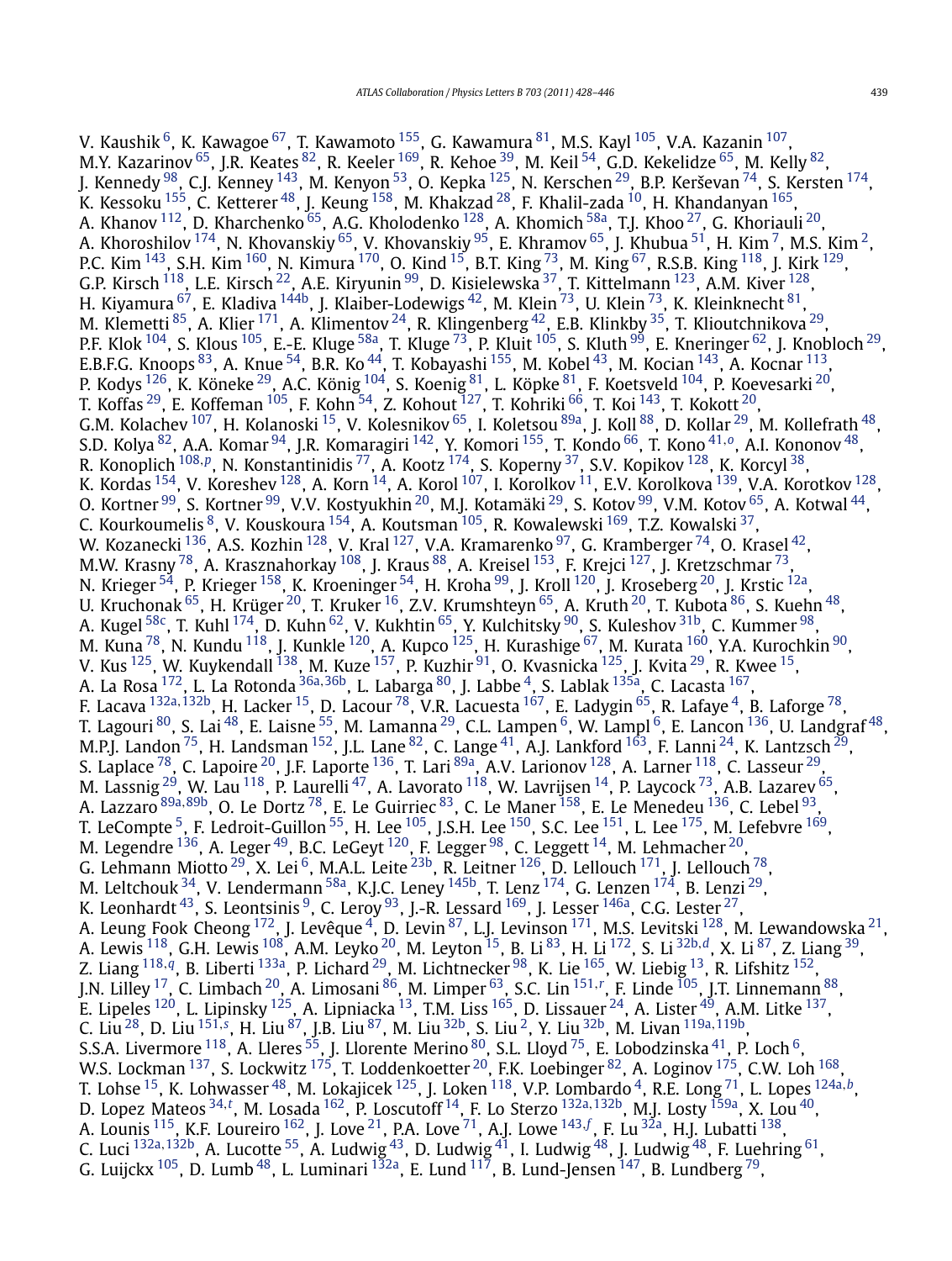V. Kaushik [6], K. Kawagoe [67], T. Kawamoto [155], G. Kawamura [81], M.S. Kayl [105], V.A. Kazanin [107], M.Y. Kazarinov [65], J.R. Keates [82], R. Keeler [169], R. Kehoe [39], M. Keil [54], G.D. Kekelidze [65], M. Kelly [82], J. Kennedy [98], C.J. Kenney [143], M. Kenyon [53], O. Kepka [125], N. Kerschen [29], B.P. Kerševan [74], S. Kersten [174], K. Kessoku [155], C. Ketterer [48], J. Keung [158], M. Khakzad [28], F. Khalil-zada [10], H. Khandanyan [165], A. Khanov [112], D. Kharchenko [65], A.G. Kholodenko [128], A. Khomich [58a], T.J. Khoo [27], G. Khoriauli [20], A. Khoroshilov [174], N. Khovanskiy [65], V. Khovanskiy [95], E. Khramov [65], J. Khubua [51], H. Kim [7], M.S. Kim [2], P.C. Kim [143], S.H. Kim [160], N. Kimura [170], O. Kind [15], B.T. King [73], M. King [67], R.S.B. King [118], J. Kirk [129], G.P. Kirsch [118], L.E. Kirsch [22], A.E. Kiryunin [99], D. Kisielewska [37], T. Kittelmann [123], A.M. Kiver [128], H. Kiyamura [67], E. Kladiva [144b], J. Klaiber-Lodewigs [42], M. Klein [73], U. Klein [73], K. Kleinknecht [81], M. Klemetti [85], A. Klier [171], A. Klimentov [24], R. Klingenberg [42], E.B. Klinkby [35], T. Klioutchnikova [29], P.F. Klok [104], S. Klous [105], E.-E. Kluge [58a], T. Kluge [73], P. Kluit [105], S. Kluth [99], E. Kneringer [62], J. Knobloch [29], E.B.F.G. Knoops [83], A. Knue [54], B.R. Ko [44], T. Kobayashi [155], M. Kobel [43], M. Kocian [143], A. Kocnar [113], P. Kodys [126], K. Köneke [29], A.C. König [104], S. Koenig [81], L. Köpke [81], F. Koetsveld [104], P. Koevesarki [20], T. Koffas [29], E. Koffeman [105], F. Kohn [54], Z. Kohout [127], T. Kohriki [66], T. Koi [143], T. Kokott [20], G.M. Kolachev [107], H. Kolanoski [15], V. Kolesnikov [65], I. Koletsou [89a], J. Koll [88], D. Kollar [29], M. Kollefrath [48], S.D. Kolya [82], A.A. Komar [94], J.R. Komaragiri [142], Y. Komori [155], T. Kondo [66], T. Kono [41,o], A.I. Kononov [48], R. Konoplich [108,p], N. Konstantinidis [77], A. Kootz [174], S. Koperny [37], S.V. Kopikov [128], K. Korcyl [38], K. Kordas [154], V. Koreshev [128], A. Korn [14], A. Korol [107], I. Korolkov [11], E.V. Korolkova [139], V.A. Korotkov [128], O. Kortner [99], S. Kortner [99], V.V. Kostyukhin [20], M.J. Kotamäki [29], S. Kotov [99], V.M. Kotov [65], A. Kotwal [44], C. Kourkoumelis [8], V. Kouskoura [154], A. Koutsman [105], R. Kowalewski [169], T.Z. Kowalski [37], W. Kozanecki [136], A.S. Kozhin [128], V. Kral [127], V.A. Kramarenko [97], G. Kramberger [74], O. Krasel [42], M.W. Krasny [78], A. Krasznahorkay [108], J. Kraus [88], A. Kreisel [153], F. Krejci [127], J. Kretzschmar [73], N. Krieger [54], P. Krieger [158], K. Kroeninger [54], H. Kroha [99], J. Kroll [120], J. Kroseberg [20], J. Krstic [12a], U. Kruchonak [65], H. Krüger [20], T. Kruker [16], Z.V. Krumshteyn [65], A. Kruth [20], T. Kubota [86], S. Kuehn [48], A. Kugel [58c], T. Kuhl [174], D. Kuhn [62], V. Kukhtin [65], Y. Kulchitsky [90], S. Kuleshov [31b], C. Kummer [98], M. Kuna [78], N. Kundu [118], J. Kunkle [120], A. Kupco [125], H. Kurashige [67], M. Kurata [160], Y.A. Kurochkin [90], V. Kus [125], W. Kuykendall [138], M. Kuze [157], P. Kuzhir [91], O. Kvasnicka [125], J. Kvita [29], R. Kwee [15], A. La Rosa [172], L. La Rotonda [36a,36b], L. Labarga [80], J. Labbe [4], S. Lablak [135a], C. Lacasta [167], F. Lacava [132a,132b], H. Lacker [15], D. Lacour [78], V.R. Lacuesta [167], E. Ladygin [65], R. Lafaye [4], B. Laforge [78], T. Lagouri [80], S. Lai [48], E. Laisne [55], M. Lamanna [29], C.L. Lampen [6], W. Lampl [6], E. Lancon [136], U. Landgraf [48], M.P.J. Landon [75], H. Landsman [152], J.L. Lane [82], C. Lange [41], A.J. Lankford [163], F. Lanni [24], K. Lantzsch [29], S. Laplace [78], C. Lapoire [20], J.F. Laporte [136], T. Lari [89a], A.V. Larionov [128], A. Larner [118], C. Lasseur [29], M. Lassnig [29], W. Lau [118], P. Laurelli [47], A. Lavorato [118], W. Lavrijsen [14], P. Laycock [73], A.B. Lazarev [65], A. Lazzaro [89a,89b], O. Le Dortz [78], E. Le Guirriec [83], C. Le Maner [158], E. Le Menedeu [136], C. Lebel [93], T. LeCompte [5], F. Ledroit-Guillon [55], H. Lee [105], J.S.H. Lee [150], S.C. Lee [151], L. Lee [175], M. Lefebvre [169], M. Legendre [136], A. Leger [49], B.C. LeGeyt [120], F. Legger [98], C. Leggett [14], M. Lehmacher [20], G. Lehmann Miotto [29], X. Lei [6], M.A.L. Leite [23b], R. Leitner [126], D. Lellouch [171], J. Lellouch [78], M. Leltchouk [34], V. Lendermann [58a], K.J.C. Leney [145b], T. Lenz [174], G. Lenzen [174], B. Lenzi [29], K. Leonhardt [43], S. Leontsinis [9], C. Leroy [93], J.-R. Lessard [169], J. Lesser [146a], C.G. Lester [27], A. Leung Fook Cheong [172], J. Levêque [4], D. Levin [87], L.J. Levinson [171], M.S. Levitski [128], M. Lewandowska [21], A. Lewis [118], G.H. Lewis [108], A.M. Leyko [20], M. Leyton [15], B. Li [83], H. Li [172], S. Li [32b,d], X. Li [87], Z. Liang [39], Z. Liang [118,q], B. Liberti [133a], P. Lichard [29], M. Lichtnecker [98], K. Lie [165], W. Liebig [13], R. Lifshitz [152], J.N. Lilley [17], C. Limbach [20], A. Limosani [86], M. Limper [63], S.C. Lin [151,r], F. Linde [105], J.T. Linnemann [88], E. Lipeles [120], L. Lipinsky [125], A. Lipniacka [13], T.M. Liss [165], D. Lissauer [24], A. Lister [49], A.M. Litke [137], C. Liu [28], D. Liu [151,s], H. Liu [87], J.B. Liu [87], M. Liu [32b], S. Liu [2], Y. Liu [32b], M. Livan [119a,119b], S.S.A. Livermore [118], A. Lleres [55], J. Llorente Merino [80], S.L. Lloyd [75], E. Lobodzinska [41], P. Loch [6], W.S. Lockman [137], S. Lockwitz [175], T. Loddenkoetter [20], F.K. Loebinger [82], A. Loginov [175], C.W. Loh [168], T. Lohse [15], K. Lohwasser [48], M. Lokajicek [125], J. Loken [118], V.P. Lombardo [4], R.E. Long [71], L. Lopes [124a,b], D. Lopez Mateos [34,t], M. Losada [162], P. Loscutoff [14], F. Lo Sterzo [132a,132b], M.J. Losty [159a], X. Lou [40], A. Lounis [115], K.F. Loureiro [162], J. Love [21], P.A. Love [71], A.J. Lowe [143,f], F. Lu [32a], H.J. Lubatti [138], C. Luci [132a,132b], A. Lucotte [55], A. Ludwig [43], D. Ludwig [41], I. Ludwig [48], J. Ludwig [48], F. Luehring [61], G. Luijckx [105], D. Lumb [48], L. Luminari [132a], E. Lund [117], B. Lund-Jensen [147], B. Lundberg [79],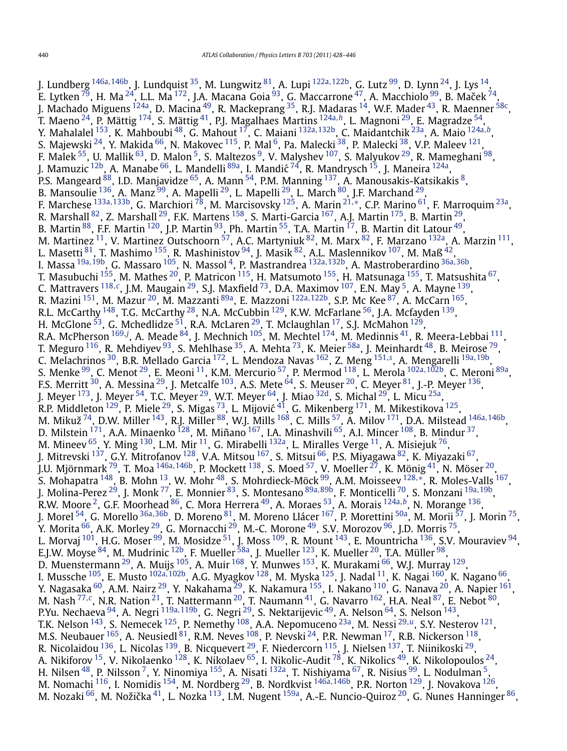J. Lundberg [146a,146b], J. Lundquist [35], M. Lungwitz [81], A. Lupi [122a,122b], G. Lutz [99], D. Lynn [24], J. Lys [14], E. Lytken [79], H. Ma [24], L.L. Ma [172], J.A. Macana Goia [93], G. Maccarrone [47], A. Macchiolo [99], B. Maček [74], J. Machado Miguens [124a], D. Macina [49], R. Mackeprang [35], R.J. Madaras [14], W.F. Mader [43], R. Maenner [58c], T. Maeno [24], P. Mättig [174], S. Mättig [41], P.J. Magalhaes Martins [124a,h], L. Magnoni [29], E. Magradze [54], Y. Mahalalel [153], K. Mahboubi [48], G. Mahout [17], C. Maiani [132a,132b], C. Maidantchik [23a], A. Maio [124a,b], S. Majewski [24], Y. Makida [66], N. Makovec [115], P. Mal [6], Pa. Malecki [38], P. Malecki [38], V.P. Maleev [121], F. Malek [55], U. Mallik [63], D. Malon [5], S. Maltezos [9], V. Malyshev [107], S. Malyukov [29], R. Mameghani [98], J. Mamuzic [12b], A. Manabe [66], L. Mandelli [89a], I. Mandić [74], R. Mandrysch [15], J. Maneira [124a], P.S. Mangeard [88], I.D. Manjavidze [65], A. Mann [54], P.M. Manning [137], A. Manousakis-Katsikakis [8], B. Mansoulie [136], A. Manz [99], A. Mapelli [29], L. Mapelli [29], L. March [80], J.F. Marchand [29], F. Marchese [133a,133b], G. Marchiori [78], M. Marcisovsky [125], A. Marin [21,*], C.P. Marino [61], F. Marroquim [23a], R. Marshall [82], Z. Marshall [29], F.K. Martens [158], S. Marti-Garcia [167], A.J. Martin [175], B. Martin [29], B. Martin [88], F.F. Martin [120], J.P. Martin [93], Ph. Martin [55], T.A. Martin [17], B. Martin dit Latour [49], M. Martinez [11], V. Martinez Outschoorn [57], A.C. Martyniuk [82], M. Marx [82], F. Marzano [132a], A. Marzin [111], L. Masetti [81], T. Mashimo [155], R. Mashinistov [94], J. Masik [82], A.L. Maslennikov [107], M. Maß [42], I. Massa [19a,19b], G. Massaro [105], N. Massol [4], P. Mastrandrea [132a,132b], A. Mastroberardino [36a,36b], T. Masubuchi [155], M. Mathes [20], P. Matricon [115], H. Matsumoto [155], H. Matsunaga [155], T. Matsushita [67], C. Mattravers [118,c], J.M. Maugain [29], S.J. Maxfield [73], D.A. Maximov [107], E.N. May [5], A. Mayne [139], R. Mazini [151], M. Mazur [20], M. Mazzanti [89a], E. Mazzoni [122a,122b], S.P. Mc Kee [87], A. McCarn [165], R.L. McCarthy [148], T.G. McCarthy [28], N.A. McCubbin [129], K.W. McFarlane [56], J.A. Mcfayden [139], H. McGlone [53], G. Mchedlidze [51], R.A. McLaren [29], T. Mclaughlan [17], S.J. McMahon [129], R.A. McPherson [169,j], A. Meade [84], J. Mechnich [105], M. Mechtel [174], M. Medinnis [41], R. Meera-Lebbai [111], T. Meguro [116], R. Mehdiyev [93], S. Mehlhase [35], A. Mehta [73], K. Meier [58a], J. Meinhardt [48], B. Meirose [79], C. Melachrinos [30], B.R. Mellado Garcia [172], L. Mendoza Navas [162], Z. Meng [151,s], A. Mengarelli [19a,19b], S. Menke [99], C. Menot [29], E. Meoni [11], K.M. Mercurio [57], P. Mermod [118], L. Merola [102a,102b], C. Meroni [89a], F.S. Merritt [30], A. Messina [29], J. Metcalfe [103], A.S. Mete [64], S. Meuser [20], C. Meyer [81], J.-P. Meyer [136], J. Meyer [173], J. Meyer [54], T.C. Meyer [29], W.T. Meyer [64], J. Miao [32d], S. Michal [29], L. Micu [25a], R.P. Middleton [129], P. Miele [29], S. Migas [73], L. Mijović [41], G. Mikenberg [171], M. Mikestikova [125], M. Mikuž [74], D.W. Miller [143], R.J. Miller [88], W.J. Mills [168], C. Mills [57], A. Milov [171], D.A. Milstead [146a,146b], D. Milstein [171], A.A. Minaenko [128], M. Miñano [167], I.A. Minashvili [65], A.I. Mincer [108], B. Mindur [37], M. Mineev [65], Y. Ming [130], L.M. Mir [11], G. Mirabelli [132a], L. Miralles Verge [11], A. Misiejuk [76], J. Mitrevski [137], G.Y. Mitrofanov [128], V.A. Mitsou [167], S. Mitsui [66], P.S. Miyagawa [82], K. Miyazaki [67], J.U. Mjörnmark [79], T. Moa [146a,146b], P. Mockett [138], S. Moed [57], V. Moeller [27], K. Mönig [41], N. Möser [20], S. Mohapatra [148], B. Mohn [13], W. Mohr [48], S. Mohrdieck-Möck [99], A.M. Moisseev [128,*], R. Moles-Valls [167], J. Molina-Perez [29], J. Monk [77], E. Monnier [83], S. Montesano [89a,89b], F. Monticelli [70], S. Monzani [19a,19b], R.W. Moore [2], G.F. Moorhead [86], C. Mora Herrera [49], A. Moraes [53], A. Morais [124a,b], N. Morange [136], J. Morel [54], G. Morello [36a,36b], D. Moreno [81], M. Moreno Llácer [167], P. Morettini [50a], M. Morii [57], J. Morin [75], Y. Morita [66], A.K. Morley [29], G. Mornacchi [29], M.-C. Morone [49], S.V. Morozov [96], J.D. Morris [75], L. Morvaj [101], H.G. Moser [99], M. Mosidze [51], J. Moss [109], R. Mount [143], E. Mountricha [136], S.V. Mouraviev [94], E.J.W. Moyse [84], M. Mudrinic [12b], F. Mueller [58a], J. Mueller [123], K. Mueller [20], T.A. Müller [98], D. Muenstermann [29], A. Muijs [105], A. Muir [168], Y. Munwes [153], K. Murakami [66], W.J. Murray [129], I. Mussche [105], E. Musto [102a,102b], A.G. Myagkov [128], M. Myska [125], J. Nadal [11], K. Nagai [160], K. Nagano [66], Y. Nagasaka [60], A.M. Nairz [29], Y. Nakahama [29], K. Nakamura [155], I. Nakano [110], G. Nanava [20], A. Napier [161], M. Nash [77,c], N.R. Nation [21], T. Nattermann [20], T. Naumann [41], G. Navarro [162], H.A. Neal [87], E. Nebot [80], P.Yu. Nechaeva [94], A. Negri [119a,119b], G. Negri [29], S. Nektarijevic [49], A. Nelson [64], S. Nelson [143], T.K. Nelson [143], S. Nemecek [125], P. Nemethy [108], A.A. Nepomuceno [23a], M. Nessi [29,u], S.Y. Nesterov [121], M.S. Neubauer [165], A. Neusiedl [81], R.M. Neves [108], P. Nevski [24], P.R. Newman [17], R.B. Nickerson [118], R. Nicolaidou [136], L. Nicolas [139], B. Nicquevert [29], F. Niedercorn [115], J. Nielsen [137], T. Niinikoski [29], A. Nikiforov [15], V. Nikolaenko [128], K. Nikolaev [65], I. Nikolic-Audit [78], K. Nikolics [49], K. Nikolopoulos [24], H. Nilsen [48], P. Nilsson [7], Y. Ninomiya [155], A. Nisati [132a], T. Nishiyama [67], R. Nisius [99], L. Nodulman [5], M. Nomachi [116], I. Nomidis [154], M. Nordberg [29], B. Nordkvist [146a,146b], P.R. Norton [129], J. Novakova [126], M. Nozaki [66], M. Nožička [41], L. Nozka [113], I.M. Nugent [159a], A.-E. Nuncio-Quiroz [20], G. Nunes Hanninger [86],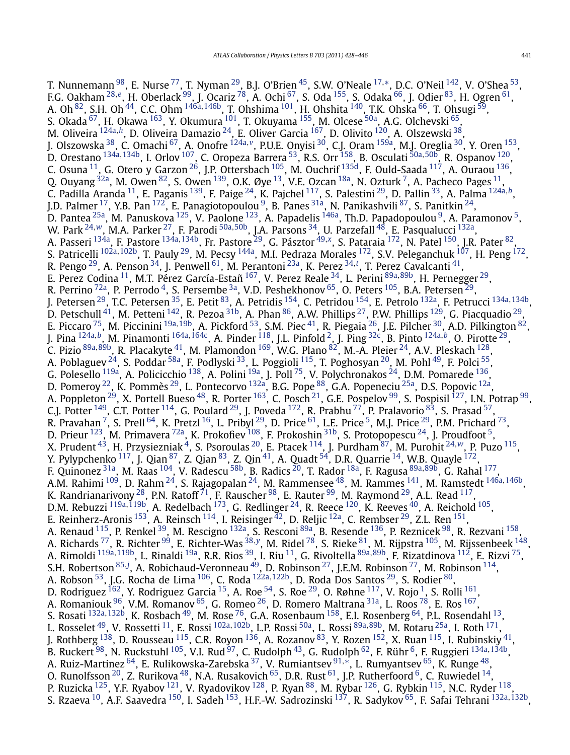T. Nunnemann [98], E. Nurse [77], T. Nyman [29], B.J. O'Brien [45], S.W. O'Neale [17,*], D.C. O'Neil [142], V. O'Shea [53], F.G. Oakham [28,e], H. Oberlack [99], J. Ocariz [78], A. Ochi [67], S. Oda [155], S. Odaka [66], J. Odier [83], H. Ogren [61], A. Oh [82], S.H. Oh [44], C.C. Ohm [146a,146b], T. Ohshima [101], H. Ohshita [140], T.K. Ohska [66], T. Ohsugi [59], S. Okada [67], H. Okawa [163], Y. Okumura [101], T. Okuyama [155], M. Olcese [50a], A.G. Olchevski [65], M. Oliveira [124a,h], D. Oliveira Damazio [24], E. Oliver Garcia [167], D. Olivito [120], A. Olszewski [38], J. Olszowska [38], C. Omachi [67], A. Onofre [124a,v], P.U.E. Onyisi [30], C.J. Oram [159a], M.J. Oreglia [30], Y. Oren [153], D. Orestano [134a,134b], I. Orlov [107], C. Oropeza Barrera [53], R.S. Orr [158], B. Osculati [50a,50b], R. Ospanov [120], C. Osuna [11], G. Otero y Garzon [26], J.P. Ottersbach [105], M. Ouchrif [135d], F. Ould-Saada [117], A. Ouraou [136], Q. Ouyang [32a], M. Owen [82], S. Owen [139], O.K. Øye [13], V.E. Ozcan [18a], N. Ozturk [7], A. Pacheco Pages [11], C. Padilla Aranda [11], E. Paganis [139], F. Paige [24], K. Pajchel [117], S. Palestini [29], D. Pallin [33], A. Palma [124a,b], J.D. Palmer [17], Y.B. Pan [172], E. Panagiotopoulou [9], B. Panes [31a], N. Panikashvili [87], S. Panitkin [24], D. Pantea [25a], M. Panuskova [125], V. Paolone [123], A. Papadelis [146a], Th.D. Papadopoulou [9], A. Paramonov [5], W. Park [24,w], M.A. Parker [27], F. Parodi [50a,50b], J.A. Parsons [34], U. Parzefall [48], E. Pasqualucci [132a], A. Passeri [134a], F. Pastore [134a,134b], Fr. Pastore [29], G. Pásztor [49,x], S. Pataraia [172], N. Patel [150], J.R. Pater [82], S. Patricelli [102a,102b], T. Pauly [29], M. Pecsy [144a], M.I. Pedraza Morales [172], S.V. Peleganchuk [107], H. Peng [172], R. Pengo [29], A. Penson [34], J. Penwell [61], M. Perantoni [23a], K. Perez [34,t], T. Perez Cavalcanti [41], E. Perez Codina [11], M.T. Pérez García-Estañ [167], V. Perez Reale [34], L. Perini [89a,89b], H. Pernegger [29], R. Perrino [72a], P. Perrodo [4], S. Persembe [3a], V.D. Peshekhonov [65], O. Peters [105], B.A. Petersen [29], J. Petersen [29], T.C. Petersen [35], E. Petit [83], A. Petridis [154], C. Petridou [154], E. Petrolo [132a], F. Petrucci [134a,134b], D. Petschull [41], M. Petteni [142], R. Pezoa [31b], A. Phan [86], A.W. Phillips [27], P.W. Phillips [129], G. Piacquadio [29], E. Piccaro [75], M. Piccinini [19a,19b], A. Pickford [53], S.M. Piec [41], R. Piegaia [26], J.E. Pilcher [30], A.D. Pilkington [82], J. Pina [124a,b], M. Pinamonti [164a,164c], A. Pinder [118], J.L. Pinfold [2], J. Ping [32c], B. Pinto [124a,b], O. Pirotte [29], C. Pizio [89a,89b], R. Placakyte [41], M. Plamondon [169], W.G. Plano [82], M.-A. Pleier [24], A.V. Pleskach [128], A. Poblaguev [24], S. Poddar [58a], F. Podlyski [33], L. Poggioli [115], T. Poghosyan [20], M. Pohl [49], F. Polci [55], G. Polesello [119a], A. Policicchio [138], A. Polini [19a], J. Poll [75], V. Polychronakos [24], D.M. Pomarede [136], D. Pomeroy [22], K. Pommès [29], L. Pontecorvo [132a], B.G. Pope [88], G.A. Popeneciu [25a], D.S. Popovic [12a], A. Poppleton [29], X. Portell Bueso [48], R. Porter [163], C. Posch [21], G.E. Pospelov [99], S. Pospisil [127], I.N. Potrap [99], C.J. Potter [149], C.T. Potter [114], G. Poulard [29], J. Poveda [172], R. Prabhu [77], P. Pralavorio [83], S. Prasad [57], R. Pravahan [7], S. Prell [64], K. Pretzl [16], L. Pribyl [29], D. Price [61], L.E. Price [5], M.J. Price [29], P.M. Prichard [73], D. Prieur [123], M. Primavera [72a], K. Prokofiev [108], F. Prokoshin [31b], S. Protopopescu [24], J. Proudfoot [5], X. Prudent [43], H. Przysiezniak [4], S. Psoroulas [20], E. Ptacek [114], J. Purdham [87], M. Purohit [24,w], P. Puzo [115], Y. Pylypchenko [117], J. Qian [87], Z. Qian [83], Z. Qin [41], A. Quadt [54], D.R. Quarrie [14], W.B. Quayle [172], F. Quinonez [31a], M. Raas [104], V. Radescu [58b], B. Radics [20], T. Rador [18a], F. Ragusa [89a,89b], G. Rahal [177], A.M. Rahimi [109], D. Rahm [24], S. Rajagopalan [24], M. Rammensee [48], M. Rammes [141], M. Ramstedt [146a,146b], K. Randrianarivony [28], P.N. Ratoff [71], F. Rauscher [98], E. Rauter [99], M. Raymond [29], A.L. Read [117], D.M. Rebuzzi [119a,119b], A. Redelbach [173], G. Redlinger [24], R. Reece [120], K. Reeves [40], A. Reichold [105], E. Reinherz-Aronis [153], A. Reinsch [114], I. Reisinger [42], D. Reljic [12a], C. Rembser [29], Z.L. Ren [151], A. Renaud [115], P. Renkel [39], M. Rescigno [132a], S. Resconi [89a], B. Resende [136], P. Reznicek [98], R. Rezvani [158], A. Richards [77], R. Richter [99], E. Richter-Was [38,y], M. Ridel [78], S. Rieke [81], M. Rijpstra [105], M. Rijssenbeek [148], A. Rimoldi [119a,119b], L. Rinaldi [19a], R.R. Rios [39], I. Riu [11], G. Rivoltella [89a,89b], F. Rizatdinova [112], E. Rizvi [75], S.H. Robertson [85,j], A. Robichaud-Veronneau [49], D. Robinson [27], J.E.M. Robinson [77], M. Robinson [114], A. Robson [53], J.G. Rocha de Lima [106], C. Roda [122a,122b], D. Roda Dos Santos [29], S. Rodier [80], D. Rodriguez [162], Y. Rodriguez Garcia [15], A. Roe [54], S. Roe [29], O. Røhne [117], V. Rojo [1], S. Rolli [161], A. Romaniouk [96], V.M. Romanov [65], G. Romeo [26], D. Romero Maltrana [31a], L. Roos [78], E. Ros [167], S. Rosati [132a,132b], K. Rosbach [49], M. Rose [76], G.A. Rosenbaum [158], E.I. Rosenberg [64], P.L. Rosendahl [13], L. Rosselet [49], V. Rossetti [11], E. Rossi [102a,102b], L.P. Rossi [50a], L. Rossi [89a,89b], M. Rotaru [25a], I. Roth [171], J. Rothberg [138], D. Rousseau [115], C.R. Royon [136], A. Rozanov [83], Y. Rozen [152], X. Ruan [115], I. Rubinskiy [41], B. Ruckert [98], N. Ruckstuhl [105], V.I. Rud [97], C. Rudolph [43], G. Rudolph [62], F. Rühr [6], F. Ruggieri [134a,134b], A. Ruiz-Martinez [64], E. Rulikowska-Zarebska [37], V. Rumiantsev [91,*], L. Rumyantsev [65], K. Runge [48], O. Runolfsson [20], Z. Rurikova [48], N.A. Rusakovich [65], D.R. Rust [61], J.P. Rutherfoord [6], C. Ruwiedel [14], P. Ruzicka [125], Y.F. Ryabov [121], V. Ryadovikov [128], P. Ryan [88], M. Rybar [126], G. Rybkin [115], N.C. Ryder [118], S. Rzaeva [10], A.F. Saavedra [150], I. Sadeh [153], H.F.-W. Sadrozinski [137], R. Sadykov [65], F. Safai Tehrani [132a,132b],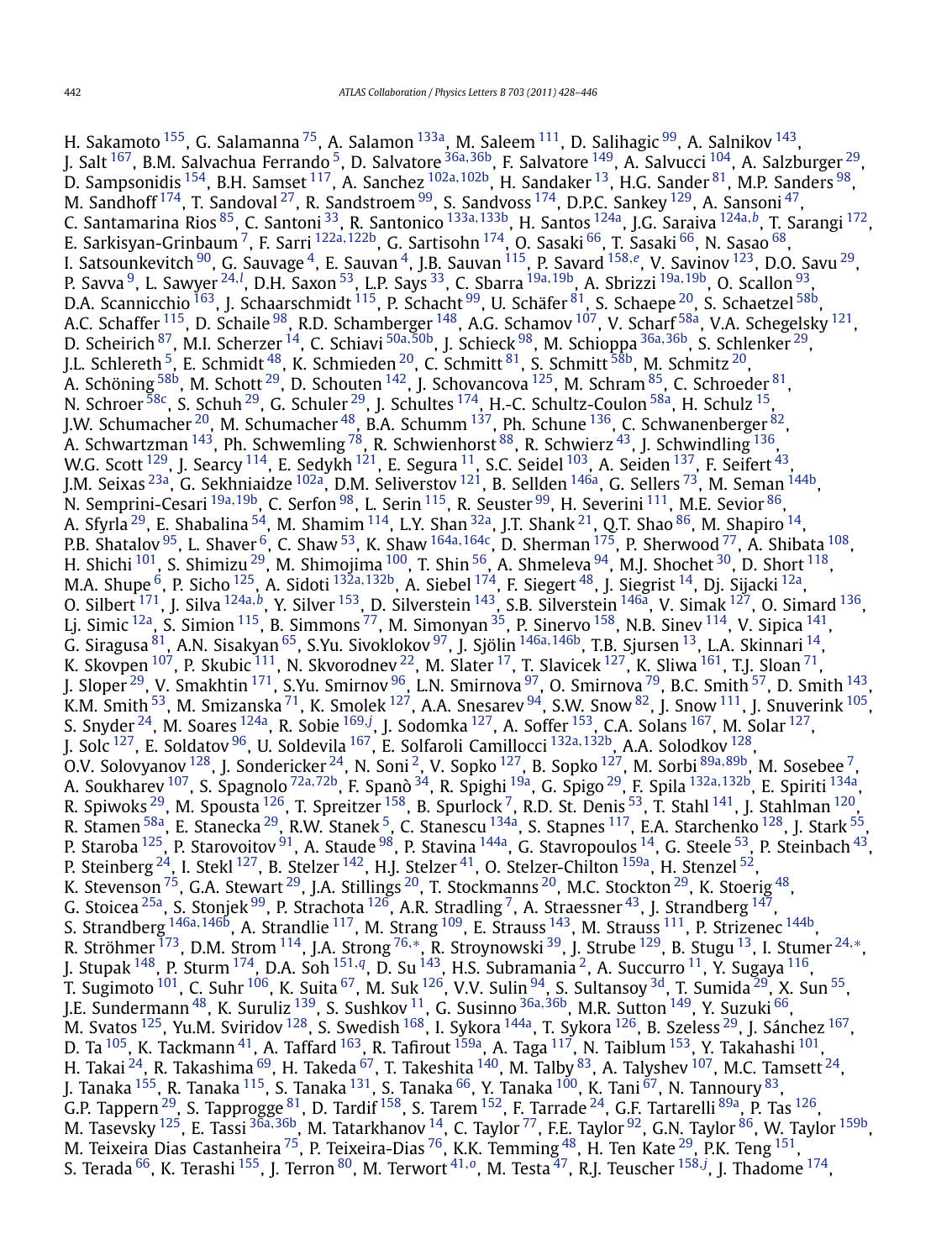H. Sakamoto [155], G. Salamanna [75], A. Salamon [133a], M. Saleem [111], D. Salihagic [99], A. Salnikov [143], J. Salt [167], B.M. Salvachua Ferrando [5], D. Salvatore [36a,36b], F. Salvatore [149], A. Salvucci [104], A. Salzburger [29], D. Sampsonidis [154], B.H. Samset [117], A. Sanchez [102a,102b], H. Sandaker [13], H.G. Sander [81], M.P. Sanders [98], M. Sandhoff [174], T. Sandoval [27], R. Sandstroem [99], S. Sandvoss [174], D.P.C. Sankey [129], A. Sansoni [47], C. Santamarina Rios [85], C. Santoni [33], R. Santonico [133a,133b], H. Santos [124a], J.G. Saraiva [124a,b], T. Sarangi [172], E. Sarkisyan-Grinbaum [7], F. Sarri [122a,122b], G. Sartisohn [174], O. Sasaki [66], T. Sasaki [66], N. Sasao [68], I. Satsounkevitch [90], G. Sauvage [4], E. Sauvan [4], J.B. Sauvan [115], P. Savard [158,e], V. Savinov [123], D.O. Savu [29], P. Savva [9], L. Sawyer [24,l], D.H. Saxon [53], L.P. Says [33], C. Sbarra [19a,19b], A. Sbrizzi [19a,19b], O. Scallon [93], D.A. Scannicchio [163], J. Schaarschmidt [115], P. Schacht [99], U. Schäfer [81], S. Schaepe [20], S. Schaetzel [58b], A.C. Schaffer [115], D. Schaile [98], R.D. Schamberger [148], A.G. Schamov [107], V. Scharf [58a], V.A. Schegelsky [121], D. Scheirich [87], M.I. Scherzer [14], C. Schiavi [50a,50b], J. Schieck [98], M. Schioppa [36a,36b], S. Schlenker [29], J.L. Schlereth [5], E. Schmidt [48], K. Schmieden [20], C. Schmitt [81], S. Schmitt [58b], M. Schmitz [20], A. Schöning [58b], M. Schott [29], D. Schouten [142], J. Schovancova [125], M. Schram [85], C. Schroeder [81], N. Schroer [58c], S. Schuh [29], G. Schuler [29], J. Schultes [174], H.-C. Schultz-Coulon [58a], H. Schulz [15], J.W. Schumacher [20], M. Schumacher [48], B.A. Schumm [137], Ph. Schune [136], C. Schwanenberger [82], A. Schwartzman [143], Ph. Schwemling [78], R. Schwienhorst [88], R. Schwierz [43], J. Schwindling [136], W.G. Scott [129], J. Searcy [114], E. Sedykh [121], E. Segura [11], S.C. Seidel [103], A. Seiden [137], F. Seifert [43], J.M. Seixas [23a], G. Sekhniaidze [102a], D.M. Seliverstov [121], B. Sellden [146a], G. Sellers [73], M. Seman [144b], N. Semprini-Cesari [19a,19b], C. Serfon [98], L. Serin [115], R. Seuster [99], H. Severini [111], M.E. Sevior [86], A. Sfyrla [29], E. Shabalina [54], M. Shamim [114], L.Y. Shan [32a], J.T. Shank [21], Q.T. Shao [86], M. Shapiro [14], P.B. Shatalov [95], L. Shaver [6], C. Shaw [53], K. Shaw [164a,164c], D. Sherman [175], P. Sherwood [77], A. Shibata [108], H. Shichi [101], S. Shimizu [29], M. Shimojima [100], T. Shin [56], A. Shmeleva [94], M.J. Shochet [30], D. Short [118], M.A. Shupe [6], P. Sicho [125], A. Sidoti [132a,132b], A. Siebel [174], F. Siegert [48], J. Siegrist [14], Dj. Sijacki [12a], O. Silbert [171], J. Silva [124a,b], Y. Silver [153], D. Silverstein [143], S.B. Silverstein [146a], V. Simak [127], O. Simard [136], Lj. Simic [12a], S. Simion [115], B. Simmons [77], M. Simonyan [35], P. Sinervo [158], N.B. Sinev [114], V. Sipica [141], G. Siragusa [81], A.N. Sisakyan [65], S.Yu. Sivoklokov [97], J. Sjölin [146a,146b], T.B. Sjursen [13], L.A. Skinnari [14], K. Skovpen [107], P. Skubic [111], N. Skvorodnev [22], M. Slater [17], T. Slavicek [127], K. Sliwa [161], T.J. Sloan [71], J. Sloper [29], V. Smakhtin [171], S.Yu. Smirnov [96], L.N. Smirnova [97], O. Smirnova [79], B.C. Smith [57], D. Smith [143], K.M. Smith [53], M. Smizanska [71], K. Smolek [127], A.A. Snesarev [94], S.W. Snow [82], J. Snow [111], J. Snuverink [105], S. Snyder [24], M. Soares [124a], R. Sobie [169,j], J. Sodomka [127], A. Soffer [153], C.A. Solans [167], M. Solar [127], J. Solc [127], E. Soldatov [96], U. Soldevila [167], E. Solfaroli Camillocci [132a,132b], A.A. Solodkov [128], O.V. Solovyanov [128], J. Sondericker [24], N. Soni [2], V. Sopko [127], B. Sopko [127], M. Sorbi [89a,89b], M. Sosebee [7], A. Soukharev [107], S. Spagnolo [72a,72b], F. Spanò [34], R. Spighi [19a], G. Spigo [29], F. Spila [132a,132b], E. Spiriti [134a], R. Spiwoks [29], M. Spousta [126], T. Spreitzer [158], B. Spurlock [7], R.D. St. Denis [53], T. Stahl [141], J. Stahlman [120], R. Stamen [58a], E. Stanecka [29], R.W. Stanek [5], C. Stanescu [134a], S. Stapnes [117], E.A. Starchenko [128], J. Stark [55], P. Staroba [125], P. Starovoitov [91], A. Staude [98], P. Stavina [144a], G. Stavropoulos [14], G. Steele [53], P. Steinbach [43], P. Steinberg [24], I. Stekl [127], B. Stelzer [142], H.J. Stelzer [41], O. Stelzer-Chilton [159a], H. Stenzel [52], K. Stevenson [75], G.A. Stewart [29], J.A. Stillings [20], T. Stockmanns [20], M.C. Stockton [29], K. Stoerig [48], G. Stoicea [25a], S. Stonjek [99], P. Strachota [126], A.R. Stradling [7], A. Straessner [43], J. Strandberg [147], S. Strandberg [146a,146b], A. Strandlie [117], M. Strang [109], E. Strauss [143], M. Strauss [111], P. Strizenec [144b], R. Ströhmer [173], D.M. Strom [114], J.A. Strong [76,*], R. Stroynowski [39], J. Strube [129], B. Stugu [13], I. Stumer [24,*], J. Stupak [148], P. Sturm [174], D.A. Soh [151,q], D. Su [143], H.S. Subramania [2], A. Succurro [11], Y. Sugaya [116], T. Sugimoto [101], C. Suhr [106], K. Suita [67], M. Suk [126], V.V. Sulin [94], S. Sultansoy [3d], T. Sumida [29], X. Sun [55], J.E. Sundermann [48], K. Suruliz [139], S. Sushkov [11], G. Susinno [36a,36b], M.R. Sutton [149], Y. Suzuki [66], M. Svatos [125], Yu.M. Sviridov [128], S. Swedish [168], I. Sykora [144a], T. Sykora [126], B. Szeless [29], J. Sánchez [167], D. Ta [105], K. Tackmann [41], A. Taffard [163], R. Tafirout [159a], A. Taga [117], N. Taiblum [153], Y. Takahashi [101], H. Takai [24], R. Takashima [69], H. Takeda [67], T. Takeshita [140], M. Talby [83], A. Talyshev [107], M.C. Tamsett [24], J. Tanaka [155], R. Tanaka [115], S. Tanaka [131], S. Tanaka [66], Y. Tanaka [100], K. Tani [67], N. Tannoury [83], G.P. Tappern [29], S. Tapprogge [81], D. Tardif [158], S. Tarem [152], F. Tarrade [24], G.F. Tartarelli [89a], P. Tas [126], M. Tasevsky [125], E. Tassi [36a,36b], M. Tatarkhanov [14], C. Taylor [77], F.E. Taylor [92], G.N. Taylor [86], W. Taylor [159b], M. Teixeira Dias Castanheira [75], P. Teixeira-Dias [76], K.K. Temming [48], H. Ten Kate [29], P.K. Teng [151], S. Terada [66], K. Terashi [155], J. Terron [80], M. Terwort [41,o], M. Testa [47], R.J. Teuscher [158,j], J. Thadome [174],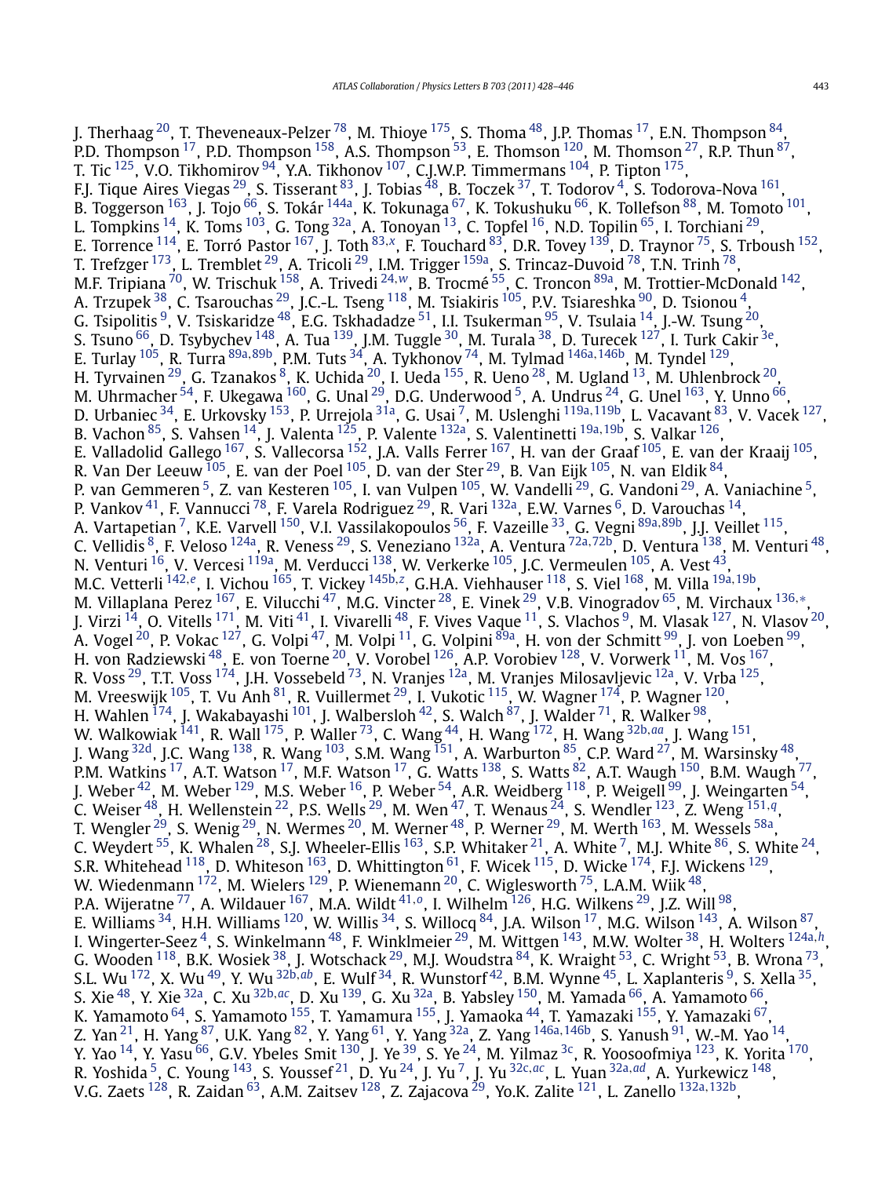J. Therhaag [20], T. Theveneaux-Pelzer [78], M. Thioye [175], S. Thoma [48], J.P. Thomas [17], E.N. Thompson [84], P.D. Thompson [17], P.D. Thompson [158], A.S. Thompson [53], E. Thomson [120], M. Thomson [27], R.P. Thun [87], T. Tic [125], V.O. Tikhomirov [94], Y.A. Tikhonov [107], C.J.W.P. Timmermans [104], P. Tipton [175], F.J. Tique Aires Viegas [29], S. Tisserant [83], J. Tobias [48], B. Toczek [37], T. Todorov [4], S. Todorova-Nova [161], B. Toggerson [163], J. Tojo [66], S. Tokár [144a], K. Tokunaga [67], K. Tokushuku [66], K. Tollefson [88], M. Tomoto [101], L. Tompkins [14], K. Toms [103], G. Tong [32a], A. Tonoyan [13], C. Topfel [16], N.D. Topilin [65], I. Torchiani [29], E. Torrence [114], E. Torró Pastor [167], J. Toth [83,x], F. Touchard [83], D.R. Tovey [139], D. Traynor [75], S. Trboush [152], T. Trefzger [173], L. Tremblet [29], A. Tricoli [29], I.M. Trigger [159a], S. Trincaz-Duvoid [78], T.N. Trinh [78], M.F. Tripiana [70], W. Trischuk [158], A. Trivedi [24,w], B. Trocmé [55], C. Troncon [89a], M. Trottier-McDonald [142], A. Trzupek [38], C. Tsarouchas [29], J.C.-L. Tseng [118], M. Tsiakiris [105], P.V. Tsiareshka [90], D. Tsionou [4], G. Tsipolitis [9], V. Tsiskaridze [48], E.G. Tskhadadze [51], I.I. Tsukerman [95], V. Tsulaia [14], J.-W. Tsung [20], S. Tsuno [66], D. Tsybychev [148], A. Tua [139], J.M. Tuggle [30], M. Turala [38], D. Turecek [127], I. Turk Cakir [3e], E. Turlay [105], R. Turra [89a,89b], P.M. Tuts [34], A. Tykhonov [74], M. Tylmad [146a,146b], M. Tyndel [129], H. Tyrvainen [29], G. Tzanakos [8], K. Uchida [20], I. Ueda [155], R. Ueno [28], M. Ugland [13], M. Uhlenbrock [20], M. Uhrmacher [54], F. Ukegawa [160], G. Unal [29], D.G. Underwood [5], A. Undrus [24], G. Unel [163], Y. Unno [66], D. Urbaniec [34], E. Urkovsky [153], P. Urrejola [31a], G. Usai [7], M. Uslenghi [119a,119b], L. Vacavant [83], V. Vacek [127], B. Vachon [85], S. Vahsen [14], J. Valenta [125], P. Valente [132a], S. Valentinetti [19a,19b], S. Valkar [126], E. Valladolid Gallego [167], S. Vallecorsa [152], J.A. Valls Ferrer [167], H. van der Graaf [105], E. van der Kraaij [105], R. Van Der Leeuw [105], E. van der Poel [105], D. van der Ster [29], B. Van Eijk [105], N. van Eldik [84], P. van Gemmeren [5], Z. van Kesteren [105], I. van Vulpen [105], W. Vandelli [29], G. Vandoni [29], A. Vaniachine [5], P. Vankov [41], F. Vannucci [78], F. Varela Rodriguez [29], R. Vari [132a], E.W. Varnes [6], D. Varouchas [14], A. Vartapetian [7], K.E. Varvell [150], V.I. Vassilakopoulos [56], F. Vazeille [33], G. Vegni [89a,89b], J.J. Veillet [115], C. Vellidis [8], F. Veloso [124a], R. Veness [29], S. Veneziano [132a], A. Ventura [72a,72b], D. Ventura [138], M. Venturi [48], N. Venturi [16], V. Vercesi [119a], M. Verducci [138], W. Verkerke [105], J.C. Vermeulen [105], A. Vest [43], M.C. Vetterli [142,e], I. Vichou [165], T. Vickey [145b,z], G.H.A. Viehhauser [118], S. Viel [168], M. Villa [19a,19b], M. Villaplana Perez [167], E. Vilucchi [47], M.G. Vincter [28], E. Vinek [29], V.B. Vinogradov [65], M. Virchaux [136,*], J. Virzi [14], O. Vitells [171], M. Viti [41], I. Vivarelli [48], F. Vives Vaque [11], S. Vlachos [9], M. Vlasak [127], N. Vlasov [20], A. Vogel [20], P. Vokac [127], G. Volpi [47], M. Volpi [11], G. Volpini [89a], H. von der Schmitt [99], J. von Loeben [99], H. von Radziewski [48], E. von Toerne [20], V. Vorobel [126], A.P. Vorobiev [128], V. Vorwerk [11], M. Vos [167], R. Voss [29], T.T. Voss [174], J.H. Vossebeld [73], N. Vranjes [12a], M. Vranjes Milosavljevic [12a], V. Vrba [125], M. Vreeswijk [105], T. Vu Anh [81], R. Vuillermet [29], I. Vukotic [115], W. Wagner [174], P. Wagner [120], H. Wahlen [174], J. Wakabayashi [101], J. Walbersloh [42], S. Walch [87], J. Walder [71], R. Walker [98], W. Walkowiak [141], R. Wall [175], P. Waller [73], C. Wang [44], H. Wang [172], H. Wang [32b,aa], J. Wang [151], J. Wang [32d], J.C. Wang [138], R. Wang [103], S.M. Wang [151], A. Warburton [85], C.P. Ward [27], M. Warsinsky [48], P.M. Watkins [17], A.T. Watson [17], M.F. Watson [17], G. Watts [138], S. Watts [82], A.T. Waugh [150], B.M. Waugh [77], J. Weber [42], M. Weber [129], M.S. Weber [16], P. Weber [54], A.R. Weidberg [118], P. Weigell [99], J. Weingarten [54], C. Weiser [48], H. Wellenstein [22], P.S. Wells [29], M. Wen [47], T. Wenaus [24], S. Wendler [123], Z. Weng [151,q], T. Wengler [29], S. Wenig [29], N. Wermes [20], M. Werner [48], P. Werner [29], M. Werth [163], M. Wessels [58a], C. Weydert [55], K. Whalen [28], S.J. Wheeler-Ellis [163], S.P. Whitaker [21], A. White [7], M.J. White [86], S. White [24], S.R. Whitehead [118], D. Whiteson [163], D. Whittington [61], F. Wicek [115], D. Wicke [174], F.J. Wickens [129], W. Wiedenmann [172], M. Wielers [129], P. Wienemann [20], C. Wiglesworth [75], L.A.M. Wiik [48], P.A. Wijeratne [77], A. Wildauer [167], M.A. Wildt [41,o], I. Wilhelm [126], H.G. Wilkens [29], J.Z. Will [98], E. Williams [34], H.H. Williams [120], W. Willis [34], S. Willocq [84], J.A. Wilson [17], M.G. Wilson [143], A. Wilson [87], I. Wingerter-Seez [4], S. Winkelmann [48], F. Winklmeier [29], M. Wittgen [143], M.W. Wolter [38], H. Wolters [124a,h], G. Wooden [118], B.K. Wosiek [38], J. Wotschack [29], M.J. Woudstra [84], K. Wraight [53], C. Wright [53], B. Wrona [73], S.L. Wu [172], X. Wu [49], Y. Wu [32b,ab], E. Wulf [34], R. Wunstorf [42], B.M. Wynne [45], L. Xaplanteris [9], S. Xella [35], S. Xie [48], Y. Xie [32a], C. Xu [32b,ac], D. Xu [139], G. Xu [32a], B. Yabsley [150], M. Yamada [66], A. Yamamoto [66], K. Yamamoto [64], S. Yamamoto [155], T. Yamamura [155], J. Yamaoka [44], T. Yamazaki [155], Y. Yamazaki [67], Z. Yan [21], H. Yang [87], U.K. Yang [82], Y. Yang [61], Y. Yang [32a], Z. Yang [146a,146b], S. Yanush [91], W.-M. Yao [14], Y. Yao [14], Y. Yasu [66], G.V. Ybeles Smit [130], J. Ye [39], S. Ye [24], M. Yilmaz [3c], R. Yoosoofmiya [123], K. Yorita [170], R. Yoshida [5], C. Young [143], S. Youssef [21], D. Yu [24], J. Yu [7], J. Yu [32c,ac], L. Yuan [32a,ad], A. Yurkewicz [148], V.G. Zaets [128], R. Zaidan [63], A.M. Zaitsev [128], Z. Zajacova [29], Yo.K. Zalite [121], L. Zanello [132a,132b],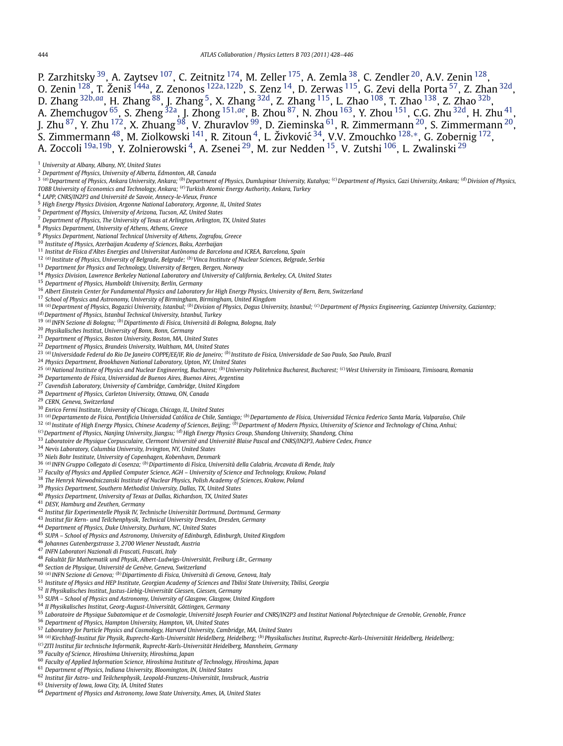P. Zarzhitsky [39], A. Zaytsev [107], C. Zeitnitz [174], M. Zeller [175], A. Zemla [38], C. Zendler [20], A.V. Zenin [128], O. Zenin [128], T. Ženiš [144a], Z. Zenonos [122a,122b], S. Zenz [14], D. Zerwas [115], G. Zevi della Porta [57], Z. Zhan [32d], D. Zhang [32b,aa], H. Zhang [88], J. Zhang [5], X. Zhang [32d], Z. Zhang [115], L. Zhao [108], T. Zhao [138], Z. Zhao [32b], A. Zhemchugov [65], S. Zheng [32a], J. Zhong [151,ae], B. Zhou [87], N. Zhou [163], Y. Zhou [151], C.G. Zhu [32d], H. Zhu [41], J. Zhu [87], Y. Zhu [172], X. Zhuang [98], V. Zhuravlov [99], D. Zieminska [61], R. Zimmermann [20], S. Zimmermann [20], S. Zimmermann [48], M. Ziolkowski [141], R. Zitoun [4], L. Živković [34], V.V. Zmouchko [128,∗], G. Zobernig [172], A. Zoccoli [19a,19b], Y. Zolnierowski [4], A. Zsenei [29], M. zur Nedden [15], V. Zutshi [106], L. Zwalinski [29]

[1] *University at Albany, Albany, NY, United States*
[2] *Department of Physics, University of Alberta, Edmonton, AB, Canada*
[3] [(a)] *Department of Physics, Ankara University, Ankara;* [(b)] *Department of Physics, Dumlupinar University, Kutahya;* [(c)] *Department of Physics, Gazi University, Ankara;* [(d)] *Division of Physics, TOBB University of Economics and Technology, Ankara;* [(e)] *Turkish Atomic Energy Authority, Ankara, Turkey*
[4] *LAPP, CNRS/IN2P3 and Université de Savoie, Annecy-le-Vieux, France*
[5] *High Energy Physics Division, Argonne National Laboratory, Argonne, IL, United States*
[6] *Department of Physics, University of Arizona, Tucson, AZ, United States*
[7] *Department of Physics, The University of Texas at Arlington, Arlington, TX, United States*
[8] *Physics Department, University of Athens, Athens, Greece*
[9] *Physics Department, National Technical University of Athens, Zografou, Greece*
[10] *Institute of Physics, Azerbaijan Academy of Sciences, Baku, Azerbaijan*
[11] *Institut de Física d'Altes Energies and Universitat Autònoma de Barcelona and ICREA, Barcelona, Spain*
[12] [(a)] *Institute of Physics, University of Belgrade, Belgrade;* [(b)] *Vinca Institute of Nuclear Sciences, Belgrade, Serbia*
[13] *Department for Physics and Technology, University of Bergen, Bergen, Norway*
[14] *Physics Division, Lawrence Berkeley National Laboratory and University of California, Berkeley, CA, United States*
[15] *Department of Physics, Humboldt University, Berlin, Germany*
[16] *Albert Einstein Center for Fundamental Physics and Laboratory for High Energy Physics, University of Bern, Bern, Switzerland*
[17] *School of Physics and Astronomy, University of Birmingham, Birmingham, United Kingdom*
[18] [(a)] *Department of Physics, Bogazici University, Istanbul;* [(b)] *Division of Physics, Dogus University, Istanbul;* [(c)] *Department of Physics Engineering, Gaziantep University, Gaziantep;* [(d)] *Department of Physics, Istanbul Technical University, Istanbul, Turkey*
[19] [(a)] *INFN Sezione di Bologna;* [(b)] *Dipartimento di Fisica, Università di Bologna, Bologna, Italy*
[20] *Physikalisches Institut, University of Bonn, Bonn, Germany*
[21] *Department of Physics, Boston University, Boston, MA, United States*
[22] *Department of Physics, Brandeis University, Waltham, MA, United States*
[23] [(a)] *Universidade Federal do Rio De Janeiro COPPE/EE/IF, Rio de Janeiro;* [(b)] *Instituto de Fisica, Universidade de Sao Paulo, Sao Paulo, Brazil*
[24] *Physics Department, Brookhaven National Laboratory, Upton, NY, United States*
[25] [(a)] *National Institute of Physics and Nuclear Engineering, Bucharest;* [(b)] *University Politehnica Bucharest, Bucharest;* [(c)] *West University in Timisoara, Timisoara, Romania*
[26] *Departamento de Física, Universidad de Buenos Aires, Buenos Aires, Argentina*
[27] *Cavendish Laboratory, University of Cambridge, Cambridge, United Kingdom*
[28] *Department of Physics, Carleton University, Ottawa, ON, Canada*
[29] *CERN, Geneva, Switzerland*
[30] *Enrico Fermi Institute, University of Chicago, Chicago, IL, United States*
[31] [(a)] *Departamento de Fisica, Pontificia Universidad Católica de Chile, Santiago;* [(b)] *Departamento de Física, Universidad Técnica Federico Santa María, Valparaíso, Chile*
[32] [(a)] *Institute of High Energy Physics, Chinese Academy of Sciences, Beijing;* [(b)] *Department of Modern Physics, University of Science and Technology of China, Anhui;* [(c)] *Department of Physics, Nanjing University, Jiangsu;* [(d)] *High Energy Physics Group, Shandong University, Shandong, China*
[33] *Laboratoire de Physique Corpusculaire, Clermont Université and Université Blaise Pascal and CNRS/IN2P3, Aubiere Cedex, France*
[34] *Nevis Laboratory, Columbia University, Irvington, NY, United States*
[35] *Niels Bohr Institute, University of Copenhagen, Kobenhavn, Denmark*
[36] [(a)] *INFN Gruppo Collegato di Cosenza;* [(b)] *Dipartimento di Fisica, Università della Calabria, Arcavata di Rende, Italy*
[37] *Faculty of Physics and Applied Computer Science, AGH – University of Science and Technology, Krakow, Poland*
[38] *The Henryk Niewodniczanski Institute of Nuclear Physics, Polish Academy of Sciences, Krakow, Poland*
[39] *Physics Department, Southern Methodist University, Dallas, TX, United States*
[40] *Physics Department, University of Texas at Dallas, Richardson, TX, United States*
[41] *DESY, Hamburg and Zeuthen, Germany*
[42] *Institut für Experimentelle Physik IV, Technische Universität Dortmund, Dortmund, Germany*
[43] *Institut für Kern- und Teilchenphysik, Technical University Dresden, Dresden, Germany*
[44] *Department of Physics, Duke University, Durham, NC, United States*
[45] *SUPA – School of Physics and Astronomy, University of Edinburgh, Edinburgh, United Kingdom*
[46] *Johannes Gutenbergstrasse 3, 2700 Wiener Neustadt, Austria*
[47] *INFN Laboratori Nazionali di Frascati, Frascati, Italy*
[48] *Fakultät für Mathematik und Physik, Albert-Ludwigs-Universität, Freiburg i.Br., Germany*
[49] *Section de Physique, Université de Genève, Geneva, Switzerland*
[50] [(a)] *INFN Sezione di Genova;* [(b)] *Dipartimento di Fisica, Università di Genova, Genova, Italy*
[51] *Institute of Physics and HEP Institute, Georgian Academy of Sciences and Tbilisi State University, Tbilisi, Georgia*
[52] *II Physikalisches Institut, Justus-Liebig-Universität Giessen, Giessen, Germany*
[53] *SUPA – School of Physics and Astronomy, University of Glasgow, Glasgow, United Kingdom*
[54] *II Physikalisches Institut, Georg-August-Universität, Göttingen, Germany*
[55] *Laboratoire de Physique Subatomique et de Cosmologie, Université Joseph Fourier and CNRS/IN2P3 and Institut National Polytechnique de Grenoble, Grenoble, France*
[56] *Department of Physics, Hampton University, Hampton, VA, United States*
[57] *Laboratory for Particle Physics and Cosmology, Harvard University, Cambridge, MA, United States*
[58] [(a)] *Kirchhoff-Institut für Physik, Ruprecht-Karls-Universität Heidelberg, Heidelberg;* [(b)] *Physikalisches Institut, Ruprecht-Karls-Universität Heidelberg, Heidelberg;* [(c)] *ZITI Institut für technische Informatik, Ruprecht-Karls-Universität Heidelberg, Mannheim, Germany*
[59] *Faculty of Science, Hiroshima University, Hiroshima, Japan*
[60] *Faculty of Applied Information Science, Hiroshima Institute of Technology, Hiroshima, Japan*
[61] *Department of Physics, Indiana University, Bloomington, IN, United States*
[62] *Institut für Astro- und Teilchenphysik, Leopold-Franzens-Universität, Innsbruck, Austria*
[63] *University of Iowa, Iowa City, IA, United States*
[64] *Department of Physics and Astronomy, Iowa State University, Ames, IA, United States*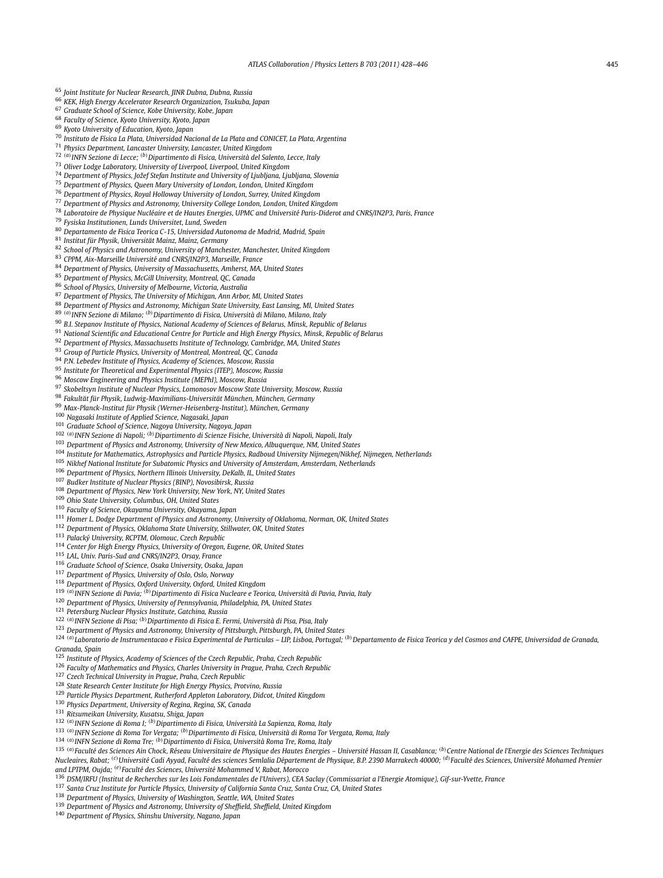[65] Joint Institute for Nuclear Research, JINR Dubna, Dubna, Russia
[66] KEK, High Energy Accelerator Research Organization, Tsukuba, Japan
[67] Graduate School of Science, Kobe University, Kobe, Japan
[68] Faculty of Science, Kyoto University, Kyoto, Japan
[69] Kyoto University of Education, Kyoto, Japan
[70] Instituto de Física La Plata, Universidad Nacional de La Plata and CONICET, La Plata, Argentina
[71] Physics Department, Lancaster University, Lancaster, United Kingdom
[72] [(a)] INFN Sezione di Lecce; [(b)] Dipartimento di Fisica, Università del Salento, Lecce, Italy
[73] Oliver Lodge Laboratory, University of Liverpool, Liverpool, United Kingdom
[74] Department of Physics, Jožef Stefan Institute and University of Ljubljana, Ljubljana, Slovenia
[75] Department of Physics, Queen Mary University of London, London, United Kingdom
[76] Department of Physics, Royal Holloway University of London, Surrey, United Kingdom
[77] Department of Physics and Astronomy, University College London, London, United Kingdom
[78] Laboratoire de Physique Nucléaire et de Hautes Energies, UPMC and Université Paris-Diderot and CNRS/IN2P3, Paris, France
[79] Fysiska Institutionen, Lunds Universitet, Lund, Sweden
[80] Departamento de Fisica Teorica C-15, Universidad Autonoma de Madrid, Madrid, Spain
[81] Institut für Physik, Universität Mainz, Mainz, Germany
[82] School of Physics and Astronomy, University of Manchester, Manchester, United Kingdom
[83] CPPM, Aix-Marseille Université and CNRS/IN2P3, Marseille, France
[84] Department of Physics, University of Massachusetts, Amherst, MA, United States
[85] Department of Physics, McGill University, Montreal, QC, Canada
[86] School of Physics, University of Melbourne, Victoria, Australia
[87] Department of Physics, The University of Michigan, Ann Arbor, MI, United States
[88] Department of Physics and Astronomy, Michigan State University, East Lansing, MI, United States
[89] [(a)] INFN Sezione di Milano; [(b)] Dipartimento di Fisica, Università di Milano, Milano, Italy
[90] B.I. Stepanov Institute of Physics, National Academy of Sciences of Belarus, Minsk, Republic of Belarus
[91] National Scientific and Educational Centre for Particle and High Energy Physics, Minsk, Republic of Belarus
[92] Department of Physics, Massachusetts Institute of Technology, Cambridge, MA, United States
[93] Group of Particle Physics, University of Montreal, Montreal, QC, Canada
[94] P.N. Lebedev Institute of Physics, Academy of Sciences, Moscow, Russia
[95] Institute for Theoretical and Experimental Physics (ITEP), Moscow, Russia
[96] Moscow Engineering and Physics Institute (MEPhI), Moscow, Russia
[97] Skobeltsyn Institute of Nuclear Physics, Lomonosov Moscow State University, Moscow, Russia
[98] Fakultät für Physik, Ludwig-Maximilians-Universität München, München, Germany
[99] Max-Planck-Institut für Physik (Werner-Heisenberg-Institut), München, Germany
[100] Nagasaki Institute of Applied Science, Nagasaki, Japan
[101] Graduate School of Science, Nagoya University, Nagoya, Japan
[102] [(a)] INFN Sezione di Napoli; [(b)] Dipartimento di Scienze Fisiche, Università di Napoli, Napoli, Italy
[103] Department of Physics and Astronomy, University of New Mexico, Albuquerque, NM, United States
[104] Institute for Mathematics, Astrophysics and Particle Physics, Radboud University Nijmegen/Nikhef, Nijmegen, Netherlands
[105] Nikhef National Institute for Subatomic Physics and University of Amsterdam, Amsterdam, Netherlands
[106] Department of Physics, Northern Illinois University, DeKalb, IL, United States
[107] Budker Institute of Nuclear Physics (BINP), Novosibirsk, Russia
[108] Department of Physics, New York University, New York, NY, United States
[109] Ohio State University, Columbus, OH, United States
[110] Faculty of Science, Okayama University, Okayama, Japan
[111] Homer L. Dodge Department of Physics and Astronomy, University of Oklahoma, Norman, OK, United States
[112] Department of Physics, Oklahoma State University, Stillwater, OK, United States
[113] Palacký University, RCPTM, Olomouc, Czech Republic
[114] Center for High Energy Physics, University of Oregon, Eugene, OR, United States
[115] LAL, Univ. Paris-Sud and CNRS/IN2P3, Orsay, France
[116] Graduate School of Science, Osaka University, Osaka, Japan
[117] Department of Physics, University of Oslo, Oslo, Norway
[118] Department of Physics, Oxford University, Oxford, United Kingdom
[119] [(a)] INFN Sezione di Pavia; [(b)] Dipartimento di Fisica Nucleare e Teorica, Università di Pavia, Pavia, Italy
[120] Department of Physics, University of Pennsylvania, Philadelphia, PA, United States
[121] Petersburg Nuclear Physics Institute, Gatchina, Russia
[122] [(a)] INFN Sezione di Pisa; [(b)] Dipartimento di Fisica E. Fermi, Università di Pisa, Pisa, Italy
[123] Department of Physics and Astronomy, University of Pittsburgh, Pittsburgh, PA, United States
[124] [(a)] Laboratorio de Instrumentacao e Fisica Experimental de Particulas – LIP, Lisboa, Portugal; [(b)] Departamento de Fisica Teorica y del Cosmos and CAFPE, Universidad de Granada, Granada, Spain
[125] Institute of Physics, Academy of Sciences of the Czech Republic, Praha, Czech Republic
[126] Faculty of Mathematics and Physics, Charles University in Prague, Praha, Czech Republic
[127] Czech Technical University in Prague, Praha, Czech Republic
[128] State Research Center Institute for High Energy Physics, Protvino, Russia
[129] Particle Physics Department, Rutherford Appleton Laboratory, Didcot, United Kingdom
[130] Physics Department, University of Regina, Regina, SK, Canada
[131] Ritsumeikan University, Kusatsu, Shiga, Japan
[132] [(a)] INFN Sezione di Roma I; [(b)] Dipartimento di Fisica, Università La Sapienza, Roma, Italy
[133] [(a)] INFN Sezione di Roma Tor Vergata; [(b)] Dipartimento di Fisica, Università di Roma Tor Vergata, Roma, Italy
[134] [(a)] INFN Sezione di Roma Tre; [(b)] Dipartimento di Fisica, Università Roma Tre, Roma, Italy
[135] [(a)] Faculté des Sciences Ain Chock, Réseau Universitaire de Physique des Hautes Energies – Université Hassan II, Casablanca; [(b)] Centre National de l'Energie des Sciences Techniques Nucleaires, Rabat; [(c)] Université Cadi Ayyad, Faculté des sciences Semlalia Département de Physique, B.P. 2390 Marrakech 40000; [(d)] Faculté des Sciences, Université Mohamed Premier and LPTPM, Oujda; [(e)] Faculté des Sciences, Université Mohammed V, Rabat, Morocco
[136] DSM/IRFU (Institut de Recherches sur les Lois Fondamentales de l'Univers), CEA Saclay (Commissariat a l'Energie Atomique), Gif-sur-Yvette, France
[137] Santa Cruz Institute for Particle Physics, University of California Santa Cruz, Santa Cruz, CA, United States
[138] Department of Physics, University of Washington, Seattle, WA, United States
[139] Department of Physics and Astronomy, University of Sheffield, Sheffield, United Kingdom
[140] Department of Physics, Shinshu University, Nagano, Japan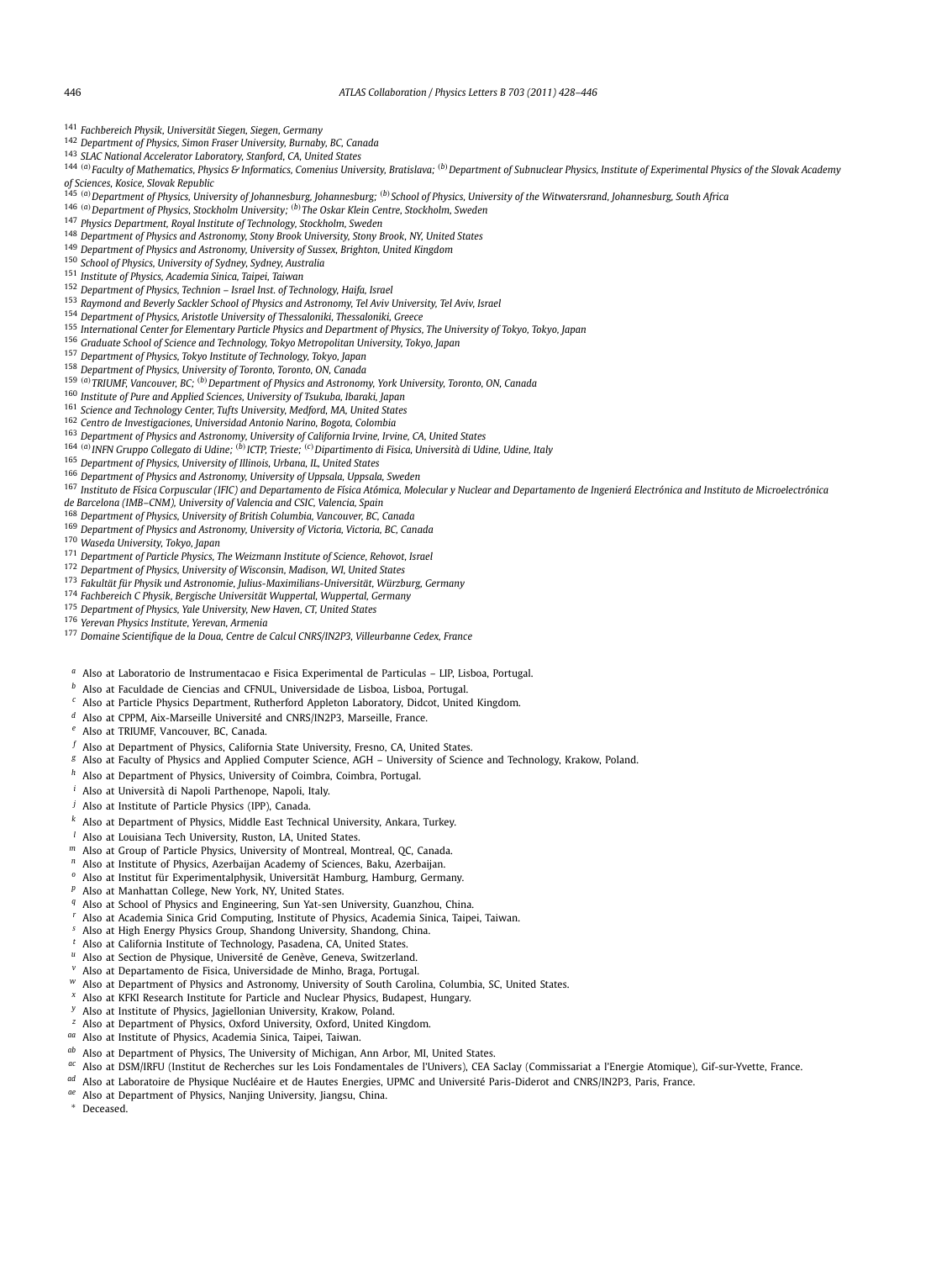[141] *Fachbereich Physik, Universität Siegen, Siegen, Germany*
[142] *Department of Physics, Simon Fraser University, Burnaby, BC, Canada*
[143] *SLAC National Accelerator Laboratory, Stanford, CA, United States*
[144] [(a)] *Faculty of Mathematics, Physics & Informatics, Comenius University, Bratislava;* [(b)] *Department of Subnuclear Physics, Institute of Experimental Physics of the Slovak Academy of Sciences, Kosice, Slovak Republic*
[145] [(a)] *Department of Physics, University of Johannesburg, Johannesburg;* [(b)] *School of Physics, University of the Witwatersrand, Johannesburg, South Africa*
[146] [(a)] *Department of Physics, Stockholm University;* [(b)] *The Oskar Klein Centre, Stockholm, Sweden*
[147] *Physics Department, Royal Institute of Technology, Stockholm, Sweden*
[148] *Department of Physics and Astronomy, Stony Brook University, Stony Brook, NY, United States*
[149] *Department of Physics and Astronomy, University of Sussex, Brighton, United Kingdom*
[150] *School of Physics, University of Sydney, Sydney, Australia*
[151] *Institute of Physics, Academia Sinica, Taipei, Taiwan*
[152] *Department of Physics, Technion – Israel Inst. of Technology, Haifa, Israel*
[153] *Raymond and Beverly Sackler School of Physics and Astronomy, Tel Aviv University, Tel Aviv, Israel*
[154] *Department of Physics, Aristotle University of Thessaloniki, Thessaloniki, Greece*
[155] *International Center for Elementary Particle Physics and Department of Physics, The University of Tokyo, Tokyo, Japan*
[156] *Graduate School of Science and Technology, Tokyo Metropolitan University, Tokyo, Japan*
[157] *Department of Physics, Tokyo Institute of Technology, Tokyo, Japan*
[158] *Department of Physics, University of Toronto, Toronto, ON, Canada*
[159] [(a)] *TRIUMF, Vancouver, BC;* [(b)] *Department of Physics and Astronomy, York University, Toronto, ON, Canada*
[160] *Institute of Pure and Applied Sciences, University of Tsukuba, Ibaraki, Japan*
[161] *Science and Technology Center, Tufts University, Medford, MA, United States*
[162] *Centro de Investigaciones, Universidad Antonio Narino, Bogota, Colombia*
[163] *Department of Physics and Astronomy, University of California Irvine, Irvine, CA, United States*
[164] [(a)] *INFN Gruppo Collegato di Udine;* [(b)] *ICTP, Trieste;* [(c)] *Dipartimento di Fisica, Università di Udine, Udine, Italy*
[165] *Department of Physics, University of Illinois, Urbana, IL, United States*
[166] *Department of Physics and Astronomy, University of Uppsala, Uppsala, Sweden*
[167] *Instituto de Física Corpuscular (IFIC) and Departamento de Física Atómica, Molecular y Nuclear and Departamento de Ingenierá Electrónica and Instituto de Microelectrónica de Barcelona (IMB–CNM), University of Valencia and CSIC, Valencia, Spain*
[168] *Department of Physics, University of British Columbia, Vancouver, BC, Canada*
[169] *Department of Physics and Astronomy, University of Victoria, Victoria, BC, Canada*
[170] *Waseda University, Tokyo, Japan*
[171] *Department of Particle Physics, The Weizmann Institute of Science, Rehovot, Israel*
[172] *Department of Physics, University of Wisconsin, Madison, WI, United States*
[173] *Fakultät für Physik und Astronomie, Julius-Maximilians-Universität, Würzburg, Germany*
[174] *Fachbereich C Physik, Bergische Universität Wuppertal, Wuppertal, Germany*
[175] *Department of Physics, Yale University, New Haven, CT, United States*
[176] *Yerevan Physics Institute, Yerevan, Armenia*
[177] *Domaine Scientifique de la Doua, Centre de Calcul CNRS/IN2P3, Villeurbanne Cedex, France*

[a] Also at Laboratorio de Instrumentacao e Fisica Experimental de Particulas – LIP, Lisboa, Portugal.
[b] Also at Faculdade de Ciencias and CFNUL, Universidade de Lisboa, Lisboa, Portugal.
[c] Also at Particle Physics Department, Rutherford Appleton Laboratory, Didcot, United Kingdom.
[d] Also at CPPM, Aix-Marseille Université and CNRS/IN2P3, Marseille, France.
[e] Also at TRIUMF, Vancouver, BC, Canada.
[f] Also at Department of Physics, California State University, Fresno, CA, United States.
[g] Also at Faculty of Physics and Applied Computer Science, AGH – University of Science and Technology, Krakow, Poland.
[h] Also at Department of Physics, University of Coimbra, Coimbra, Portugal.
[i] Also at Università di Napoli Parthenope, Napoli, Italy.
[j] Also at Institute of Particle Physics (IPP), Canada.
[k] Also at Department of Physics, Middle East Technical University, Ankara, Turkey.
[l] Also at Louisiana Tech University, Ruston, LA, United States.
[m] Also at Group of Particle Physics, University of Montreal, Montreal, QC, Canada.
[n] Also at Institute of Physics, Azerbaijan Academy of Sciences, Baku, Azerbaijan.
[o] Also at Institut für Experimentalphysik, Universität Hamburg, Hamburg, Germany.
[p] Also at Manhattan College, New York, NY, United States.
[q] Also at School of Physics and Engineering, Sun Yat-sen University, Guanzhou, China.
[r] Also at Academia Sinica Grid Computing, Institute of Physics, Academia Sinica, Taipei, Taiwan.
[s] Also at High Energy Physics Group, Shandong University, Shandong, China.
[t] Also at California Institute of Technology, Pasadena, CA, United States.
[u] Also at Section de Physique, Université de Genève, Geneva, Switzerland.
[v] Also at Departamento de Fisica, Universidade de Minho, Braga, Portugal.
[w] Also at Department of Physics and Astronomy, University of South Carolina, Columbia, SC, United States.
[x] Also at KFKI Research Institute for Particle and Nuclear Physics, Budapest, Hungary.
[y] Also at Institute of Physics, Jagiellonian University, Krakow, Poland.
[z] Also at Department of Physics, Oxford University, Oxford, United Kingdom.
[aa] Also at Institute of Physics, Academia Sinica, Taipei, Taiwan.
[ab] Also at Department of Physics, The University of Michigan, Ann Arbor, MI, United States.
[ac] Also at DSM/IRFU (Institut de Recherches sur les Lois Fondamentales de l'Univers), CEA Saclay (Commissariat a l'Energie Atomique), Gif-sur-Yvette, France.
[ad] Also at Laboratoire de Physique Nucléaire et de Hautes Energies, UPMC and Université Paris-Diderot and CNRS/IN2P3, Paris, France.
[ae] Also at Department of Physics, Nanjing University, Jiangsu, China.
[*] Deceased.